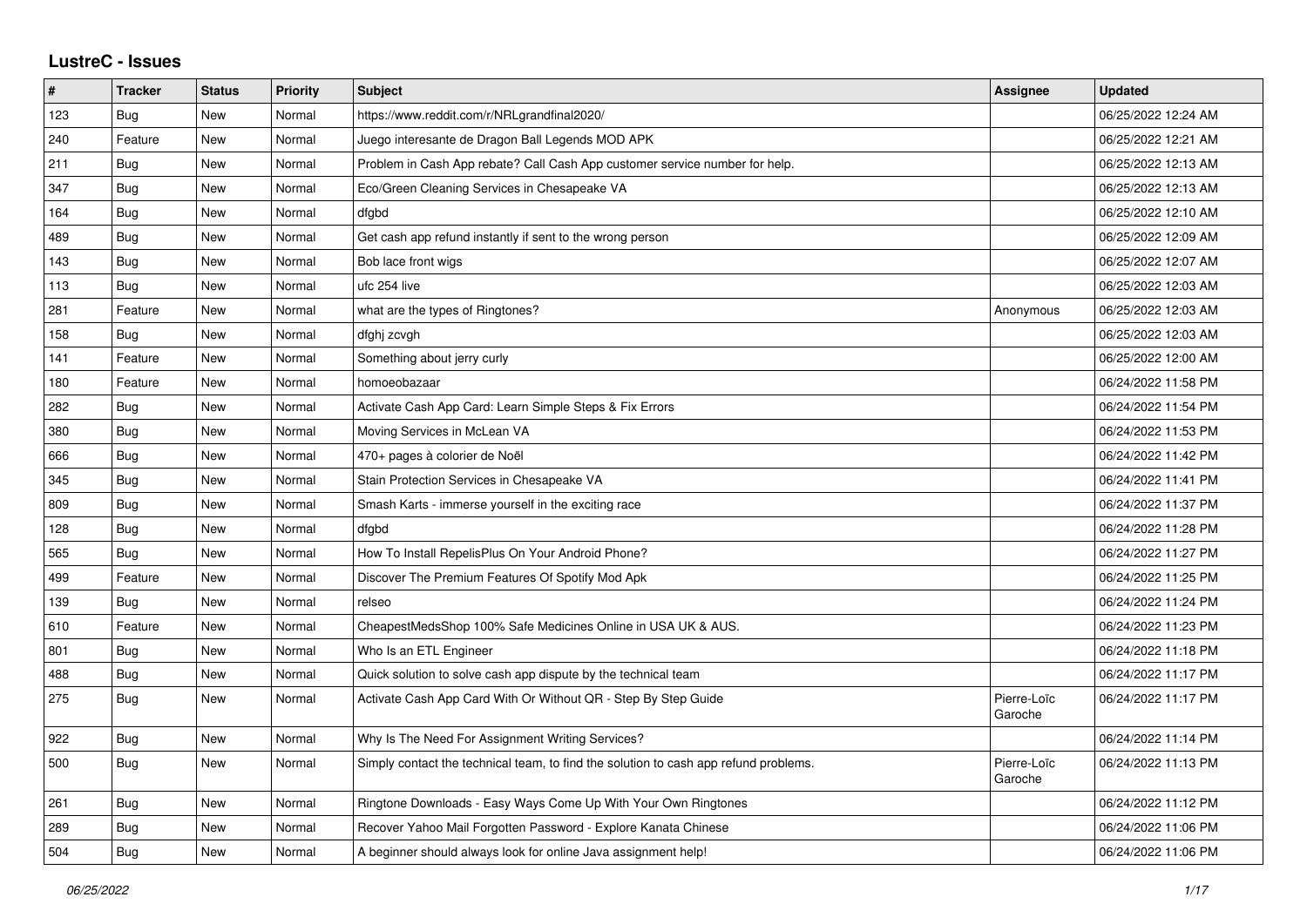## LustreC - Issues

| # | Tracker | Status | Priority | Subject | Assignee | Updated |
|---|---|---|---|---|---|---|
| 123 | Bug | New | Normal | https://www.reddit.com/r/NRLgrandfinal2020/ | | 06/25/2022 12:24 AM |
| 240 | Feature | New | Normal | Juego interesante de Dragon Ball Legends MOD APK | | 06/25/2022 12:21 AM |
| 211 | Bug | New | Normal | Problem in Cash App rebate? Call Cash App customer service number for help. | | 06/25/2022 12:13 AM |
| 347 | Bug | New | Normal | Eco/Green Cleaning Services in Chesapeake VA | | 06/25/2022 12:13 AM |
| 164 | Bug | New | Normal | dfgbd | | 06/25/2022 12:10 AM |
| 489 | Bug | New | Normal | Get cash app refund instantly if sent to the wrong person | | 06/25/2022 12:09 AM |
| 143 | Bug | New | Normal | Bob lace front wigs | | 06/25/2022 12:07 AM |
| 113 | Bug | New | Normal | ufc 254 live | | 06/25/2022 12:03 AM |
| 281 | Feature | New | Normal | what are the types of Ringtones? | Anonymous | 06/25/2022 12:03 AM |
| 158 | Bug | New | Normal | dfghj zcvgh | | 06/25/2022 12:03 AM |
| 141 | Feature | New | Normal | Something about jerry curly | | 06/25/2022 12:00 AM |
| 180 | Feature | New | Normal | homoeobazaar | | 06/24/2022 11:58 PM |
| 282 | Bug | New | Normal | Activate Cash App Card: Learn Simple Steps & Fix Errors | | 06/24/2022 11:54 PM |
| 380 | Bug | New | Normal | Moving Services in McLean VA | | 06/24/2022 11:53 PM |
| 666 | Bug | New | Normal | 470+ pages à colorier de Noël | | 06/24/2022 11:42 PM |
| 345 | Bug | New | Normal | Stain Protection Services in Chesapeake VA | | 06/24/2022 11:41 PM |
| 809 | Bug | New | Normal | Smash Karts - immerse yourself in the exciting race | | 06/24/2022 11:37 PM |
| 128 | Bug | New | Normal | dfgbd | | 06/24/2022 11:28 PM |
| 565 | Bug | New | Normal | How To Install RepelisPlus On Your Android Phone? | | 06/24/2022 11:27 PM |
| 499 | Feature | New | Normal | Discover The Premium Features Of Spotify Mod Apk | | 06/24/2022 11:25 PM |
| 139 | Bug | New | Normal | relseo | | 06/24/2022 11:24 PM |
| 610 | Feature | New | Normal | CheapestMedsShop 100% Safe Medicines Online in USA UK & AUS. | | 06/24/2022 11:23 PM |
| 801 | Bug | New | Normal | Who Is an ETL Engineer | | 06/24/2022 11:18 PM |
| 488 | Bug | New | Normal | Quick solution to solve cash app dispute by the technical team | | 06/24/2022 11:17 PM |
| 275 | Bug | New | Normal | Activate Cash App Card With Or Without QR - Step By Step Guide | Pierre-Loïc Garoche | 06/24/2022 11:17 PM |
| 922 | Bug | New | Normal | Why Is The Need For Assignment Writing Services? | | 06/24/2022 11:14 PM |
| 500 | Bug | New | Normal | Simply contact the technical team, to find the solution to cash app refund problems. | Pierre-Loïc Garoche | 06/24/2022 11:13 PM |
| 261 | Bug | New | Normal | Ringtone Downloads - Easy Ways Come Up With Your Own Ringtones | | 06/24/2022 11:12 PM |
| 289 | Bug | New | Normal | Recover Yahoo Mail Forgotten Password - Explore Kanata Chinese | | 06/24/2022 11:06 PM |
| 504 | Bug | New | Normal | A beginner should always look for online Java assignment help! | | 06/24/2022 11:06 PM |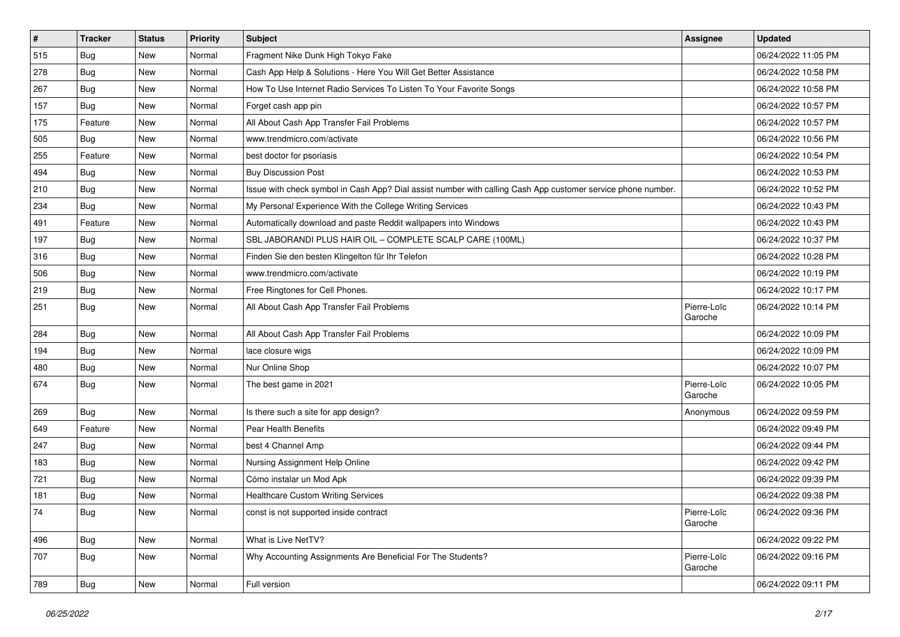| # | Tracker | Status | Priority | Subject | Assignee | Updated |
|---|---|---|---|---|---|---|
| 515 | Bug | New | Normal | Fragment Nike Dunk High Tokyo Fake | | 06/24/2022 11:05 PM |
| 278 | Bug | New | Normal | Cash App Help & Solutions - Here You Will Get Better Assistance | | 06/24/2022 10:58 PM |
| 267 | Bug | New | Normal | How To Use Internet Radio Services To Listen To Your Favorite Songs | | 06/24/2022 10:58 PM |
| 157 | Bug | New | Normal | Forget cash app pin | | 06/24/2022 10:57 PM |
| 175 | Feature | New | Normal | All About Cash App Transfer Fail Problems | | 06/24/2022 10:57 PM |
| 505 | Bug | New | Normal | www.trendmicro.com/activate | | 06/24/2022 10:56 PM |
| 255 | Feature | New | Normal | best doctor for psoriasis | | 06/24/2022 10:54 PM |
| 494 | Bug | New | Normal | Buy Discussion Post | | 06/24/2022 10:53 PM |
| 210 | Bug | New | Normal | Issue with check symbol in Cash App? Dial assist number with calling Cash App customer service phone number. | | 06/24/2022 10:52 PM |
| 234 | Bug | New | Normal | My Personal Experience With the College Writing Services | | 06/24/2022 10:43 PM |
| 491 | Feature | New | Normal | Automatically download and paste Reddit wallpapers into Windows | | 06/24/2022 10:43 PM |
| 197 | Bug | New | Normal | SBL JABORANDI PLUS HAIR OIL – COMPLETE SCALP CARE (100ML) | | 06/24/2022 10:37 PM |
| 316 | Bug | New | Normal | Finden Sie den besten Klingelton für Ihr Telefon | | 06/24/2022 10:28 PM |
| 506 | Bug | New | Normal | www.trendmicro.com/activate | | 06/24/2022 10:19 PM |
| 219 | Bug | New | Normal | Free Ringtones for Cell Phones. | | 06/24/2022 10:17 PM |
| 251 | Bug | New | Normal | All About Cash App Transfer Fail Problems | Pierre-Loïc Garoche | 06/24/2022 10:14 PM |
| 284 | Bug | New | Normal | All About Cash App Transfer Fail Problems | | 06/24/2022 10:09 PM |
| 194 | Bug | New | Normal | lace closure wigs | | 06/24/2022 10:09 PM |
| 480 | Bug | New | Normal | Nur Online Shop | | 06/24/2022 10:07 PM |
| 674 | Bug | New | Normal | The best game in 2021 | Pierre-Loïc Garoche | 06/24/2022 10:05 PM |
| 269 | Bug | New | Normal | Is there such a site for app design? | Anonymous | 06/24/2022 09:59 PM |
| 649 | Feature | New | Normal | Pear Health Benefits | | 06/24/2022 09:49 PM |
| 247 | Bug | New | Normal | best 4 Channel Amp | | 06/24/2022 09:44 PM |
| 183 | Bug | New | Normal | Nursing Assignment Help Online | | 06/24/2022 09:42 PM |
| 721 | Bug | New | Normal | Cómo instalar un Mod Apk | | 06/24/2022 09:39 PM |
| 181 | Bug | New | Normal | Healthcare Custom Writing Services | | 06/24/2022 09:38 PM |
| 74 | Bug | New | Normal | const is not supported inside contract | Pierre-Loïc Garoche | 06/24/2022 09:36 PM |
| 496 | Bug | New | Normal | What is Live NetTV? | | 06/24/2022 09:22 PM |
| 707 | Bug | New | Normal | Why Accounting Assignments Are Beneficial For The Students? | Pierre-Loïc Garoche | 06/24/2022 09:16 PM |
| 789 | Bug | New | Normal | Full version | | 06/24/2022 09:11 PM |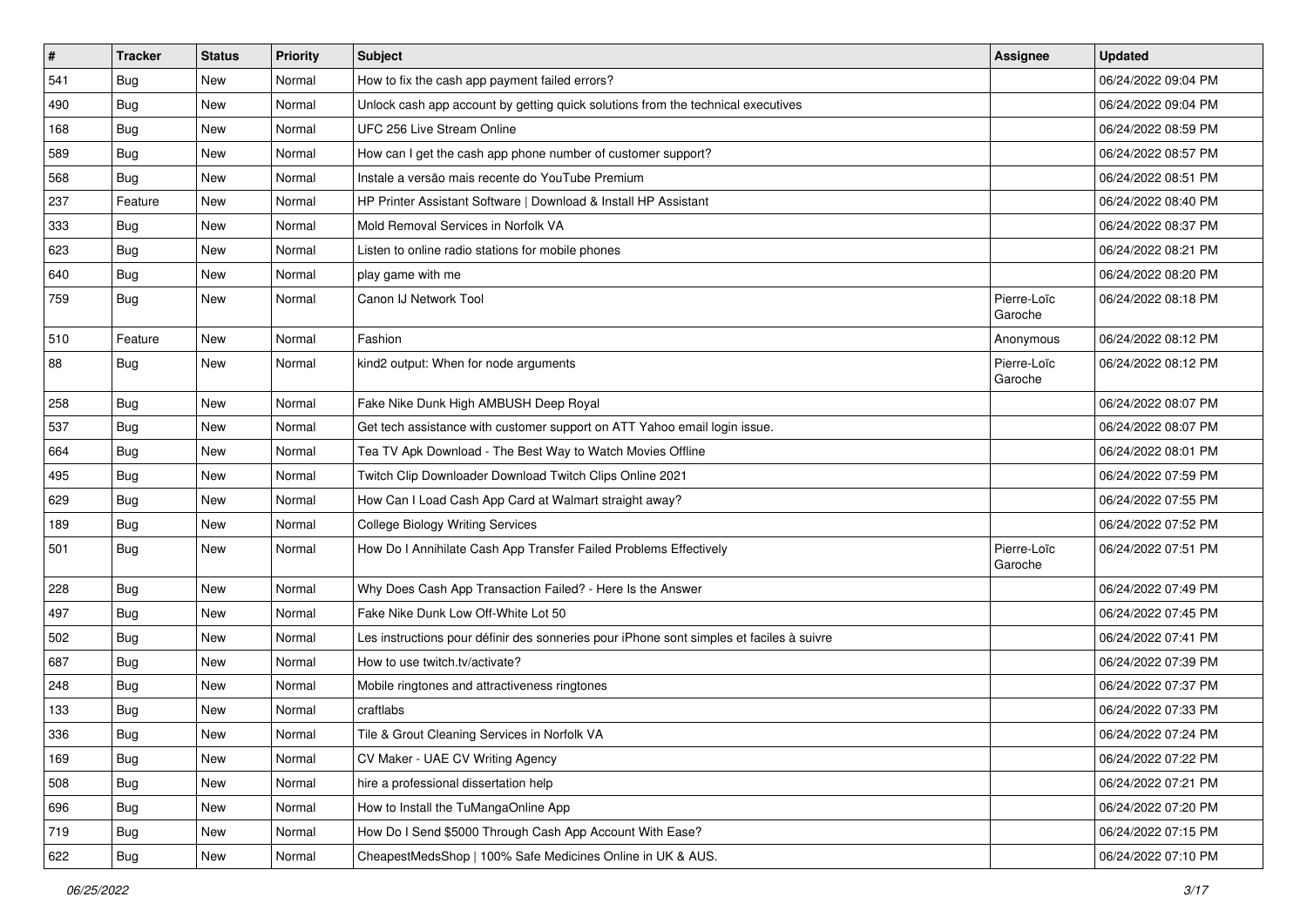| # | Tracker | Status | Priority | Subject | Assignee | Updated |
|---|---|---|---|---|---|---|
| 541 | Bug | New | Normal | How to fix the cash app payment failed errors? | | 06/24/2022 09:04 PM |
| 490 | Bug | New | Normal | Unlock cash app account by getting quick solutions from the technical executives | | 06/24/2022 09:04 PM |
| 168 | Bug | New | Normal | UFC 256 Live Stream Online | | 06/24/2022 08:59 PM |
| 589 | Bug | New | Normal | How can I get the cash app phone number of customer support? | | 06/24/2022 08:57 PM |
| 568 | Bug | New | Normal | Instale a versão mais recente do YouTube Premium | | 06/24/2022 08:51 PM |
| 237 | Feature | New | Normal | HP Printer Assistant Software \| Download & Install HP Assistant | | 06/24/2022 08:40 PM |
| 333 | Bug | New | Normal | Mold Removal Services in Norfolk VA | | 06/24/2022 08:37 PM |
| 623 | Bug | New | Normal | Listen to online radio stations for mobile phones | | 06/24/2022 08:21 PM |
| 640 | Bug | New | Normal | play game with me | | 06/24/2022 08:20 PM |
| 759 | Bug | New | Normal | Canon IJ Network Tool | Pierre-Loïc Garoche | 06/24/2022 08:18 PM |
| 510 | Feature | New | Normal | Fashion | Anonymous | 06/24/2022 08:12 PM |
| 88 | Bug | New | Normal | kind2 output: When for node arguments | Pierre-Loïc Garoche | 06/24/2022 08:12 PM |
| 258 | Bug | New | Normal | Fake Nike Dunk High AMBUSH Deep Royal | | 06/24/2022 08:07 PM |
| 537 | Bug | New | Normal | Get tech assistance with customer support on ATT Yahoo email login issue. | | 06/24/2022 08:07 PM |
| 664 | Bug | New | Normal | Tea TV Apk Download - The Best Way to Watch Movies Offline | | 06/24/2022 08:01 PM |
| 495 | Bug | New | Normal | Twitch Clip Downloader Download Twitch Clips Online 2021 | | 06/24/2022 07:59 PM |
| 629 | Bug | New | Normal | How Can I Load Cash App Card at Walmart straight away? | | 06/24/2022 07:55 PM |
| 189 | Bug | New | Normal | College Biology Writing Services | | 06/24/2022 07:52 PM |
| 501 | Bug | New | Normal | How Do I Annihilate Cash App Transfer Failed Problems Effectively | Pierre-Loïc Garoche | 06/24/2022 07:51 PM |
| 228 | Bug | New | Normal | Why Does Cash App Transaction Failed? - Here Is the Answer | | 06/24/2022 07:49 PM |
| 497 | Bug | New | Normal | Fake Nike Dunk Low Off-White Lot 50 | | 06/24/2022 07:45 PM |
| 502 | Bug | New | Normal | Les instructions pour définir des sonneries pour iPhone sont simples et faciles à suivre | | 06/24/2022 07:41 PM |
| 687 | Bug | New | Normal | How to use twitch.tv/activate? | | 06/24/2022 07:39 PM |
| 248 | Bug | New | Normal | Mobile ringtones and attractiveness ringtones | | 06/24/2022 07:37 PM |
| 133 | Bug | New | Normal | craftlabs | | 06/24/2022 07:33 PM |
| 336 | Bug | New | Normal | Tile & Grout Cleaning Services in Norfolk VA | | 06/24/2022 07:24 PM |
| 169 | Bug | New | Normal | CV Maker - UAE CV Writing Agency | | 06/24/2022 07:22 PM |
| 508 | Bug | New | Normal | hire a professional dissertation help | | 06/24/2022 07:21 PM |
| 696 | Bug | New | Normal | How to Install the TuMangaOnline App | | 06/24/2022 07:20 PM |
| 719 | Bug | New | Normal | How Do I Send $5000 Through Cash App Account With Ease? | | 06/24/2022 07:15 PM |
| 622 | Bug | New | Normal | CheapestMedsShop \| 100% Safe Medicines Online in UK & AUS. | | 06/24/2022 07:10 PM |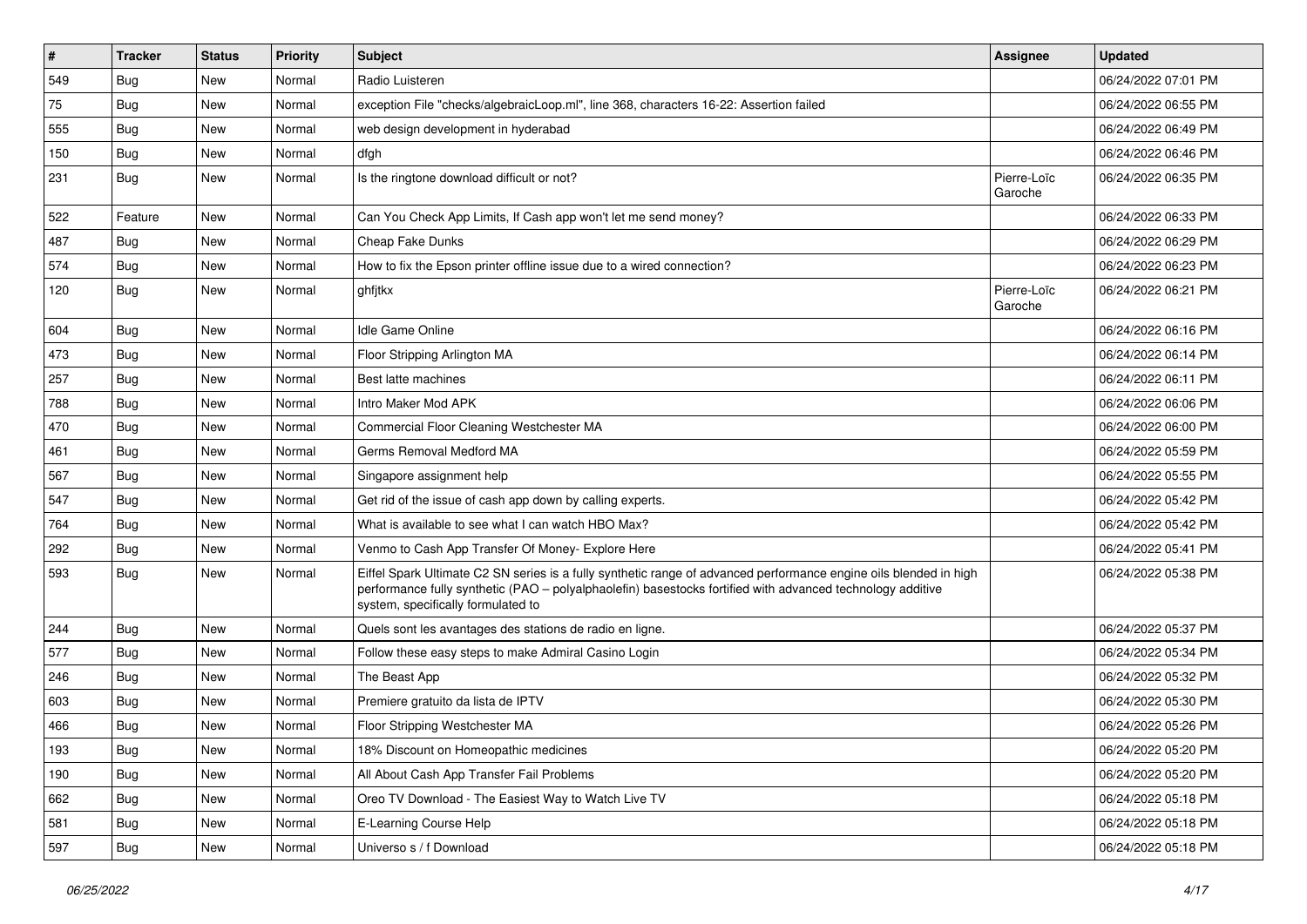| # | Tracker | Status | Priority | Subject | Assignee | Updated |
|---|---|---|---|---|---|---|
| 549 | Bug | New | Normal | Radio Luisteren | | 06/24/2022 07:01 PM |
| 75 | Bug | New | Normal | exception File "checks/algebraicLoop.ml", line 368, characters 16-22: Assertion failed | | 06/24/2022 06:55 PM |
| 555 | Bug | New | Normal | web design development in hyderabad | | 06/24/2022 06:49 PM |
| 150 | Bug | New | Normal | dfgh | | 06/24/2022 06:46 PM |
| 231 | Bug | New | Normal | Is the ringtone download difficult or not? | Pierre-Loïc Garoche | 06/24/2022 06:35 PM |
| 522 | Feature | New | Normal | Can You Check App Limits, If Cash app won't let me send money? | | 06/24/2022 06:33 PM |
| 487 | Bug | New | Normal | Cheap Fake Dunks | | 06/24/2022 06:29 PM |
| 574 | Bug | New | Normal | How to fix the Epson printer offline issue due to a wired connection? | | 06/24/2022 06:23 PM |
| 120 | Bug | New | Normal | ghfjtkx | Pierre-Loïc Garoche | 06/24/2022 06:21 PM |
| 604 | Bug | New | Normal | Idle Game Online | | 06/24/2022 06:16 PM |
| 473 | Bug | New | Normal | Floor Stripping Arlington MA | | 06/24/2022 06:14 PM |
| 257 | Bug | New | Normal | Best latte machines | | 06/24/2022 06:11 PM |
| 788 | Bug | New | Normal | Intro Maker Mod APK | | 06/24/2022 06:06 PM |
| 470 | Bug | New | Normal | Commercial Floor Cleaning Westchester MA | | 06/24/2022 06:00 PM |
| 461 | Bug | New | Normal | Germs Removal Medford MA | | 06/24/2022 05:59 PM |
| 567 | Bug | New | Normal | Singapore assignment help | | 06/24/2022 05:55 PM |
| 547 | Bug | New | Normal | Get rid of the issue of cash app down by calling experts. | | 06/24/2022 05:42 PM |
| 764 | Bug | New | Normal | What is available to see what I can watch HBO Max? | | 06/24/2022 05:42 PM |
| 292 | Bug | New | Normal | Venmo to Cash App Transfer Of Money- Explore Here | | 06/24/2022 05:41 PM |
| 593 | Bug | New | Normal | Eiffel Spark Ultimate C2 SN series is a fully synthetic range of advanced performance engine oils blended in high performance fully synthetic (PAO – polyalphaolefin) basestocks fortified with advanced technology additive system, specifically formulated to | | 06/24/2022 05:38 PM |
| 244 | Bug | New | Normal | Quels sont les avantages des stations de radio en ligne. | | 06/24/2022 05:37 PM |
| 577 | Bug | New | Normal | Follow these easy steps to make Admiral Casino Login | | 06/24/2022 05:34 PM |
| 246 | Bug | New | Normal | The Beast App | | 06/24/2022 05:32 PM |
| 603 | Bug | New | Normal | Premiere gratuito da lista de IPTV | | 06/24/2022 05:30 PM |
| 466 | Bug | New | Normal | Floor Stripping Westchester MA | | 06/24/2022 05:26 PM |
| 193 | Bug | New | Normal | 18% Discount on Homeopathic medicines | | 06/24/2022 05:20 PM |
| 190 | Bug | New | Normal | All About Cash App Transfer Fail Problems | | 06/24/2022 05:20 PM |
| 662 | Bug | New | Normal | Oreo TV Download - The Easiest Way to Watch Live TV | | 06/24/2022 05:18 PM |
| 581 | Bug | New | Normal | E-Learning Course Help | | 06/24/2022 05:18 PM |
| 597 | Bug | New | Normal | Universo s / f Download | | 06/24/2022 05:18 PM |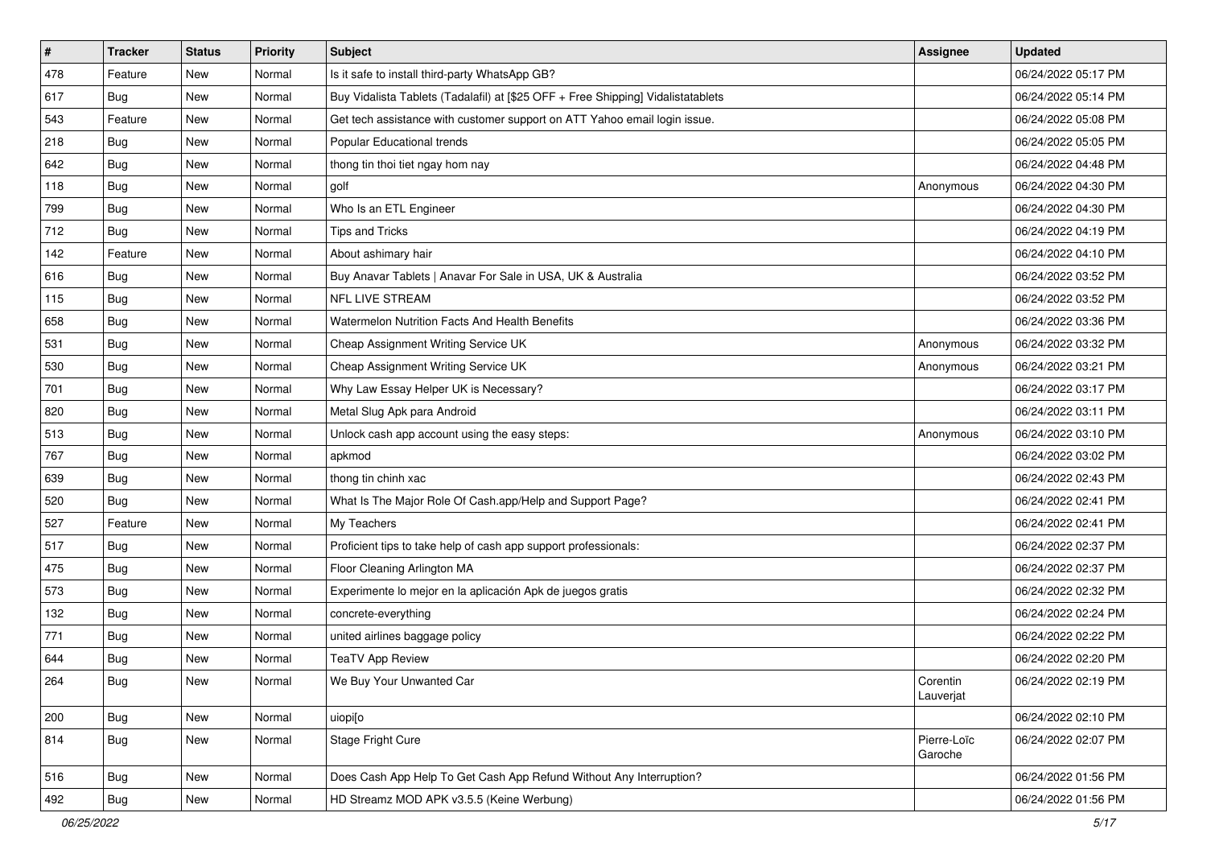| # | Tracker | Status | Priority | Subject | Assignee | Updated |
| --- | --- | --- | --- | --- | --- | --- |
| 478 | Feature | New | Normal | Is it safe to install third-party WhatsApp GB? | | 06/24/2022 05:17 PM |
| 617 | Bug | New | Normal | Buy Vidalista Tablets (Tadalafil) at [$25 OFF + Free Shipping] Vidalistatablets | | 06/24/2022 05:14 PM |
| 543 | Feature | New | Normal | Get tech assistance with customer support on ATT Yahoo email login issue. | | 06/24/2022 05:08 PM |
| 218 | Bug | New | Normal | Popular Educational trends | | 06/24/2022 05:05 PM |
| 642 | Bug | New | Normal | thong tin thoi tiet ngay hom nay | | 06/24/2022 04:48 PM |
| 118 | Bug | New | Normal | golf | Anonymous | 06/24/2022 04:30 PM |
| 799 | Bug | New | Normal | Who Is an ETL Engineer | | 06/24/2022 04:30 PM |
| 712 | Bug | New | Normal | Tips and Tricks | | 06/24/2022 04:19 PM |
| 142 | Feature | New | Normal | About ashimary hair | | 06/24/2022 04:10 PM |
| 616 | Bug | New | Normal | Buy Anavar Tablets \| Anavar For Sale in USA, UK & Australia | | 06/24/2022 03:52 PM |
| 115 | Bug | New | Normal | NFL LIVE STREAM | | 06/24/2022 03:52 PM |
| 658 | Bug | New | Normal | Watermelon Nutrition Facts And Health Benefits | | 06/24/2022 03:36 PM |
| 531 | Bug | New | Normal | Cheap Assignment Writing Service UK | Anonymous | 06/24/2022 03:32 PM |
| 530 | Bug | New | Normal | Cheap Assignment Writing Service UK | Anonymous | 06/24/2022 03:21 PM |
| 701 | Bug | New | Normal | Why Law Essay Helper UK is Necessary? | | 06/24/2022 03:17 PM |
| 820 | Bug | New | Normal | Metal Slug Apk para Android | | 06/24/2022 03:11 PM |
| 513 | Bug | New | Normal | Unlock cash app account using the easy steps: | Anonymous | 06/24/2022 03:10 PM |
| 767 | Bug | New | Normal | apkmod | | 06/24/2022 03:02 PM |
| 639 | Bug | New | Normal | thong tin chinh xac | | 06/24/2022 02:43 PM |
| 520 | Bug | New | Normal | What Is The Major Role Of Cash.app/Help and Support Page? | | 06/24/2022 02:41 PM |
| 527 | Feature | New | Normal | My Teachers | | 06/24/2022 02:41 PM |
| 517 | Bug | New | Normal | Proficient tips to take help of cash app support professionals: | | 06/24/2022 02:37 PM |
| 475 | Bug | New | Normal | Floor Cleaning Arlington MA | | 06/24/2022 02:37 PM |
| 573 | Bug | New | Normal | Experimente lo mejor en la aplicación Apk de juegos gratis | | 06/24/2022 02:32 PM |
| 132 | Bug | New | Normal | concrete-everything | | 06/24/2022 02:24 PM |
| 771 | Bug | New | Normal | united airlines baggage policy | | 06/24/2022 02:22 PM |
| 644 | Bug | New | Normal | TeaTV App Review | | 06/24/2022 02:20 PM |
| 264 | Bug | New | Normal | We Buy Your Unwanted Car | Corentin Lauverjat | 06/24/2022 02:19 PM |
| 200 | Bug | New | Normal | uiopi[o | | 06/24/2022 02:10 PM |
| 814 | Bug | New | Normal | Stage Fright Cure | Pierre-Loïc Garoche | 06/24/2022 02:07 PM |
| 516 | Bug | New | Normal | Does Cash App Help To Get Cash App Refund Without Any Interruption? | | 06/24/2022 01:56 PM |
| 492 | Bug | New | Normal | HD Streamz MOD APK v3.5.5 (Keine Werbung) | | 06/24/2022 01:56 PM |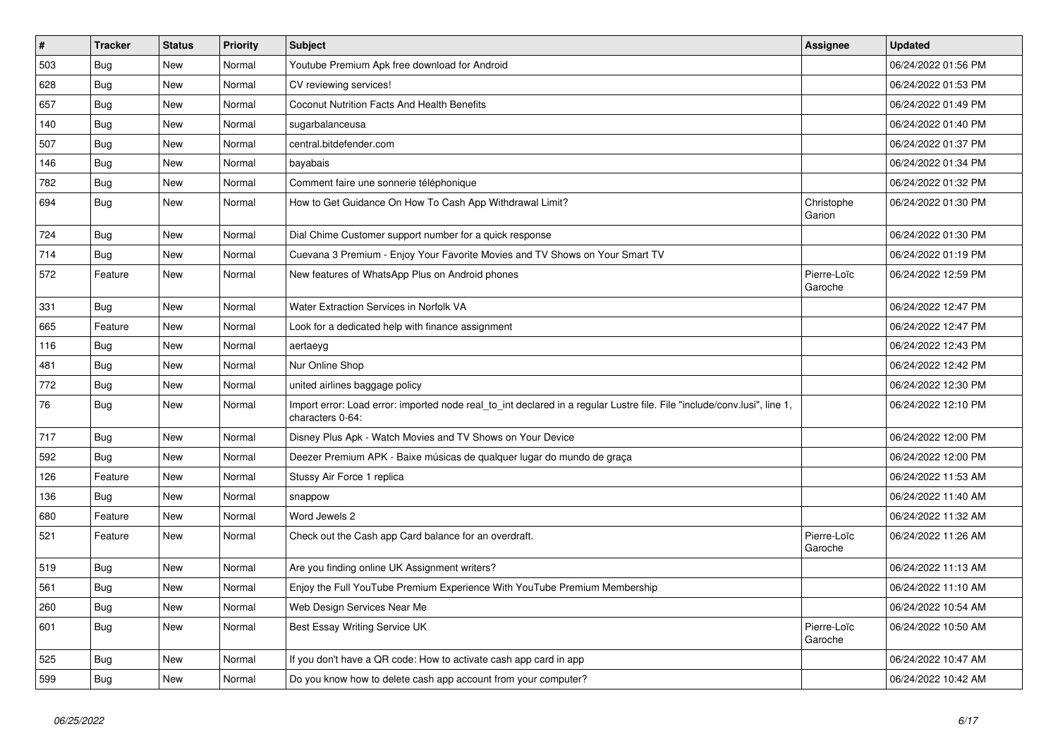| # | Tracker | Status | Priority | Subject | Assignee | Updated |
|---|---|---|---|---|---|---|
| 503 | Bug | New | Normal | Youtube Premium Apk free download for Android | | 06/24/2022 01:56 PM |
| 628 | Bug | New | Normal | CV reviewing services! | | 06/24/2022 01:53 PM |
| 657 | Bug | New | Normal | Coconut Nutrition Facts And Health Benefits | | 06/24/2022 01:49 PM |
| 140 | Bug | New | Normal | sugarbalanceusa | | 06/24/2022 01:40 PM |
| 507 | Bug | New | Normal | central.bitdefender.com | | 06/24/2022 01:37 PM |
| 146 | Bug | New | Normal | bayabais | | 06/24/2022 01:34 PM |
| 782 | Bug | New | Normal | Comment faire une sonnerie téléphonique | | 06/24/2022 01:32 PM |
| 694 | Bug | New | Normal | How to Get Guidance On How To Cash App Withdrawal Limit? | Christophe Garion | 06/24/2022 01:30 PM |
| 724 | Bug | New | Normal | Dial Chime Customer support number for a quick response | | 06/24/2022 01:30 PM |
| 714 | Bug | New | Normal | Cuevana 3 Premium - Enjoy Your Favorite Movies and TV Shows on Your Smart TV | | 06/24/2022 01:19 PM |
| 572 | Feature | New | Normal | New features of WhatsApp Plus on Android phones | Pierre-Loïc Garoche | 06/24/2022 12:59 PM |
| 331 | Bug | New | Normal | Water Extraction Services in Norfolk VA | | 06/24/2022 12:47 PM |
| 665 | Feature | New | Normal | Look for a dedicated help with finance assignment | | 06/24/2022 12:47 PM |
| 116 | Bug | New | Normal | aertaeyg | | 06/24/2022 12:43 PM |
| 481 | Bug | New | Normal | Nur Online Shop | | 06/24/2022 12:42 PM |
| 772 | Bug | New | Normal | united airlines baggage policy | | 06/24/2022 12:30 PM |
| 76 | Bug | New | Normal | Import error: Load error: imported node real_to_int declared in a regular Lustre file. File "include/conv.lusi", line 1, characters 0-64: | | 06/24/2022 12:10 PM |
| 717 | Bug | New | Normal | Disney Plus Apk - Watch Movies and TV Shows on Your Device | | 06/24/2022 12:00 PM |
| 592 | Bug | New | Normal | Deezer Premium APK - Baixe músicas de qualquer lugar do mundo de graça | | 06/24/2022 12:00 PM |
| 126 | Feature | New | Normal | Stussy Air Force 1 replica | | 06/24/2022 11:53 AM |
| 136 | Bug | New | Normal | snappow | | 06/24/2022 11:40 AM |
| 680 | Feature | New | Normal | Word Jewels 2 | | 06/24/2022 11:32 AM |
| 521 | Feature | New | Normal | Check out the Cash app Card balance for an overdraft. | Pierre-Loïc Garoche | 06/24/2022 11:26 AM |
| 519 | Bug | New | Normal | Are you finding online UK Assignment writers? | | 06/24/2022 11:13 AM |
| 561 | Bug | New | Normal | Enjoy the Full YouTube Premium Experience With YouTube Premium Membership | | 06/24/2022 11:10 AM |
| 260 | Bug | New | Normal | Web Design Services Near Me | | 06/24/2022 10:54 AM |
| 601 | Bug | New | Normal | Best Essay Writing Service UK | Pierre-Loïc Garoche | 06/24/2022 10:50 AM |
| 525 | Bug | New | Normal | If you don't have a QR code: How to activate cash app card in app | | 06/24/2022 10:47 AM |
| 599 | Bug | New | Normal | Do you know how to delete cash app account from your computer? | | 06/24/2022 10:42 AM |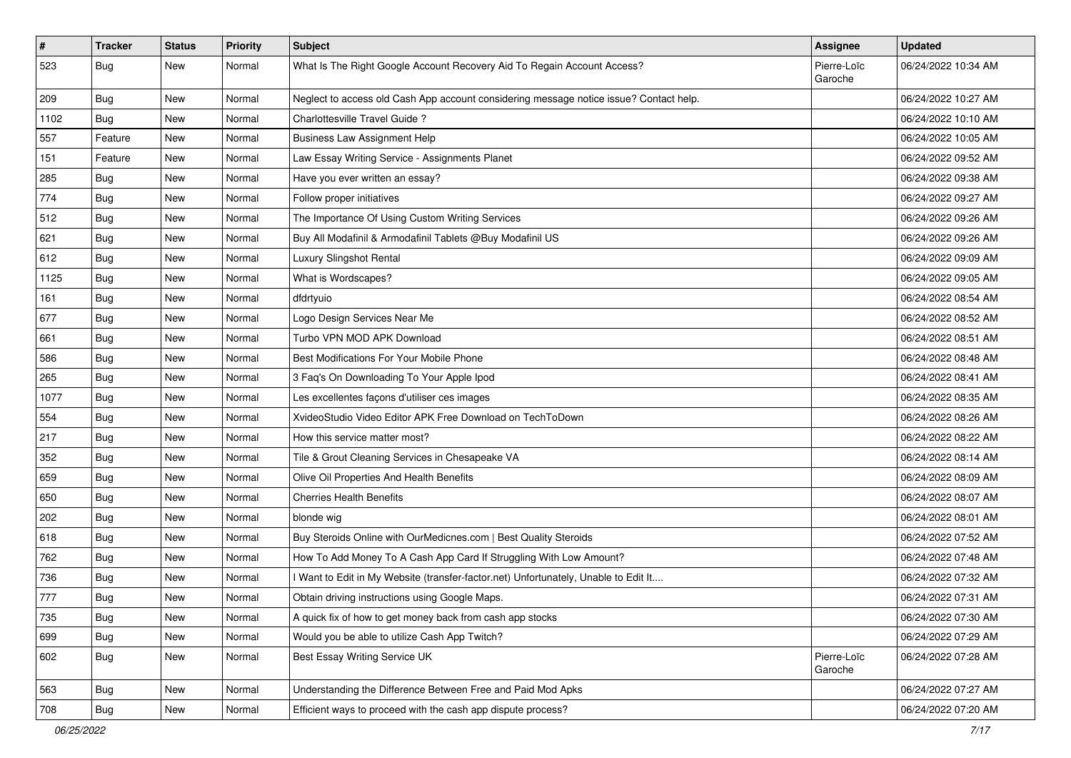| # | Tracker | Status | Priority | Subject | Assignee | Updated |
|---|---|---|---|---|---|---|
| 523 | Bug | New | Normal | What Is The Right Google Account Recovery Aid To Regain Account Access? | Pierre-Loïc Garoche | 06/24/2022 10:34 AM |
| 209 | Bug | New | Normal | Neglect to access old Cash App account considering message notice issue? Contact help. | | 06/24/2022 10:27 AM |
| 1102 | Bug | New | Normal | Charlottesville Travel Guide ? | | 06/24/2022 10:10 AM |
| 557 | Feature | New | Normal | Business Law Assignment Help | | 06/24/2022 10:05 AM |
| 151 | Feature | New | Normal | Law Essay Writing Service - Assignments Planet | | 06/24/2022 09:52 AM |
| 285 | Bug | New | Normal | Have you ever written an essay? | | 06/24/2022 09:38 AM |
| 774 | Bug | New | Normal | Follow proper initiatives | | 06/24/2022 09:27 AM |
| 512 | Bug | New | Normal | The Importance Of Using Custom Writing Services | | 06/24/2022 09:26 AM |
| 621 | Bug | New | Normal | Buy All Modafinil & Armodafinil Tablets @Buy Modafinil US | | 06/24/2022 09:26 AM |
| 612 | Bug | New | Normal | Luxury Slingshot Rental | | 06/24/2022 09:09 AM |
| 1125 | Bug | New | Normal | What is Wordscapes? | | 06/24/2022 09:05 AM |
| 161 | Bug | New | Normal | dfdrtyuio | | 06/24/2022 08:54 AM |
| 677 | Bug | New | Normal | Logo Design Services Near Me | | 06/24/2022 08:52 AM |
| 661 | Bug | New | Normal | Turbo VPN MOD APK Download | | 06/24/2022 08:51 AM |
| 586 | Bug | New | Normal | Best Modifications For Your Mobile Phone | | 06/24/2022 08:48 AM |
| 265 | Bug | New | Normal | 3 Faq's On Downloading To Your Apple Ipod | | 06/24/2022 08:41 AM |
| 1077 | Bug | New | Normal | Les excellentes façons d'utiliser ces images | | 06/24/2022 08:35 AM |
| 554 | Bug | New | Normal | XvideoStudio Video Editor APK Free Download on TechToDown | | 06/24/2022 08:26 AM |
| 217 | Bug | New | Normal | How this service matter most? | | 06/24/2022 08:22 AM |
| 352 | Bug | New | Normal | Tile & Grout Cleaning Services in Chesapeake VA | | 06/24/2022 08:14 AM |
| 659 | Bug | New | Normal | Olive Oil Properties And Health Benefits | | 06/24/2022 08:09 AM |
| 650 | Bug | New | Normal | Cherries Health Benefits | | 06/24/2022 08:07 AM |
| 202 | Bug | New | Normal | blonde wig | | 06/24/2022 08:01 AM |
| 618 | Bug | New | Normal | Buy Steroids Online with OurMedicnes.com \| Best Quality Steroids | | 06/24/2022 07:52 AM |
| 762 | Bug | New | Normal | How To Add Money To A Cash App Card If Struggling With Low Amount? | | 06/24/2022 07:48 AM |
| 736 | Bug | New | Normal | I Want to Edit in My Website (transfer-factor.net) Unfortunately, Unable to Edit It.... | | 06/24/2022 07:32 AM |
| 777 | Bug | New | Normal | Obtain driving instructions using Google Maps. | | 06/24/2022 07:31 AM |
| 735 | Bug | New | Normal | A quick fix of how to get money back from cash app stocks | | 06/24/2022 07:30 AM |
| 699 | Bug | New | Normal | Would you be able to utilize Cash App Twitch? | | 06/24/2022 07:29 AM |
| 602 | Bug | New | Normal | Best Essay Writing Service UK | Pierre-Loïc Garoche | 06/24/2022 07:28 AM |
| 563 | Bug | New | Normal | Understanding the Difference Between Free and Paid Mod Apks | | 06/24/2022 07:27 AM |
| 708 | Bug | New | Normal | Efficient ways to proceed with the cash app dispute process? | | 06/24/2022 07:20 AM |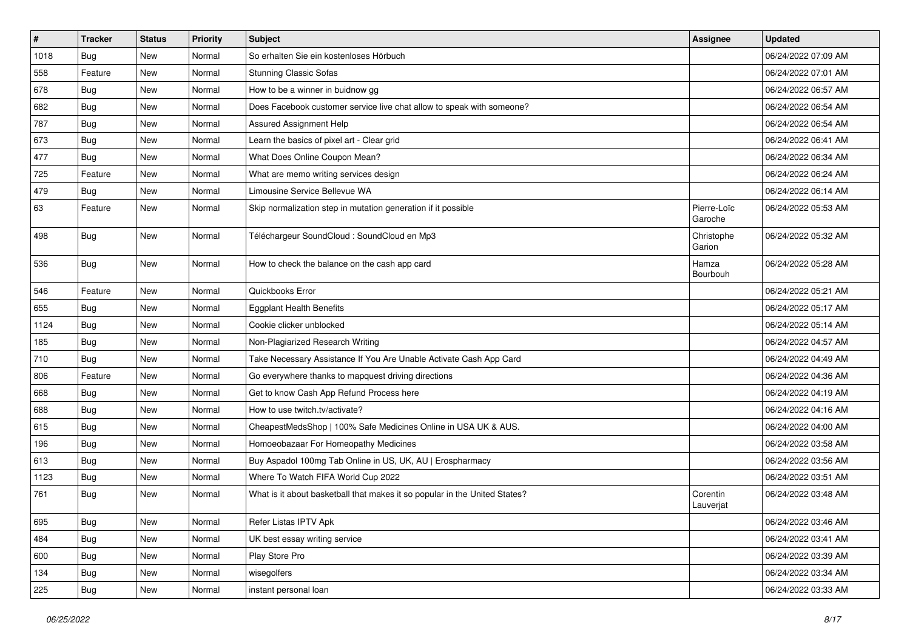| # | Tracker | Status | Priority | Subject | Assignee | Updated |
|---|---|---|---|---|---|---|
| 1018 | Bug | New | Normal | So erhalten Sie ein kostenloses Hörbuch | | 06/24/2022 07:09 AM |
| 558 | Feature | New | Normal | Stunning Classic Sofas | | 06/24/2022 07:01 AM |
| 678 | Bug | New | Normal | How to be a winner in buidnow gg | | 06/24/2022 06:57 AM |
| 682 | Bug | New | Normal | Does Facebook customer service live chat allow to speak with someone? | | 06/24/2022 06:54 AM |
| 787 | Bug | New | Normal | Assured Assignment Help | | 06/24/2022 06:54 AM |
| 673 | Bug | New | Normal | Learn the basics of pixel art - Clear grid | | 06/24/2022 06:41 AM |
| 477 | Bug | New | Normal | What Does Online Coupon Mean? | | 06/24/2022 06:34 AM |
| 725 | Feature | New | Normal | What are memo writing services design | | 06/24/2022 06:24 AM |
| 479 | Bug | New | Normal | Limousine Service Bellevue WA | | 06/24/2022 06:14 AM |
| 63 | Feature | New | Normal | Skip normalization step in mutation generation if it possible | Pierre-Loïc Garoche | 06/24/2022 05:53 AM |
| 498 | Bug | New | Normal | Téléchargeur SoundCloud : SoundCloud en Mp3 | Christophe Garion | 06/24/2022 05:32 AM |
| 536 | Bug | New | Normal | How to check the balance on the cash app card | Hamza Bourbouh | 06/24/2022 05:28 AM |
| 546 | Feature | New | Normal | Quickbooks Error | | 06/24/2022 05:21 AM |
| 655 | Bug | New | Normal | Eggplant Health Benefits | | 06/24/2022 05:17 AM |
| 1124 | Bug | New | Normal | Cookie clicker unblocked | | 06/24/2022 05:14 AM |
| 185 | Bug | New | Normal | Non-Plagiarized Research Writing | | 06/24/2022 04:57 AM |
| 710 | Bug | New | Normal | Take Necessary Assistance If You Are Unable Activate Cash App Card | | 06/24/2022 04:49 AM |
| 806 | Feature | New | Normal | Go everywhere thanks to mapquest driving directions | | 06/24/2022 04:36 AM |
| 668 | Bug | New | Normal | Get to know Cash App Refund Process here | | 06/24/2022 04:19 AM |
| 688 | Bug | New | Normal | How to use twitch.tv/activate? | | 06/24/2022 04:16 AM |
| 615 | Bug | New | Normal | CheapestMedsShop \| 100% Safe Medicines Online in USA UK & AUS. | | 06/24/2022 04:00 AM |
| 196 | Bug | New | Normal | Homoeobazaar For Homeopathy Medicines | | 06/24/2022 03:58 AM |
| 613 | Bug | New | Normal | Buy Aspadol 100mg Tab Online in US, UK, AU \| Erospharmacy | | 06/24/2022 03:56 AM |
| 1123 | Bug | New | Normal | Where To Watch FIFA World Cup 2022 | | 06/24/2022 03:51 AM |
| 761 | Bug | New | Normal | What is it about basketball that makes it so popular in the United States? | Corentin Lauverjat | 06/24/2022 03:48 AM |
| 695 | Bug | New | Normal | Refer Listas IPTV Apk | | 06/24/2022 03:46 AM |
| 484 | Bug | New | Normal | UK best essay writing service | | 06/24/2022 03:41 AM |
| 600 | Bug | New | Normal | Play Store Pro | | 06/24/2022 03:39 AM |
| 134 | Bug | New | Normal | wisegolfers | | 06/24/2022 03:34 AM |
| 225 | Bug | New | Normal | instant personal loan | | 06/24/2022 03:33 AM |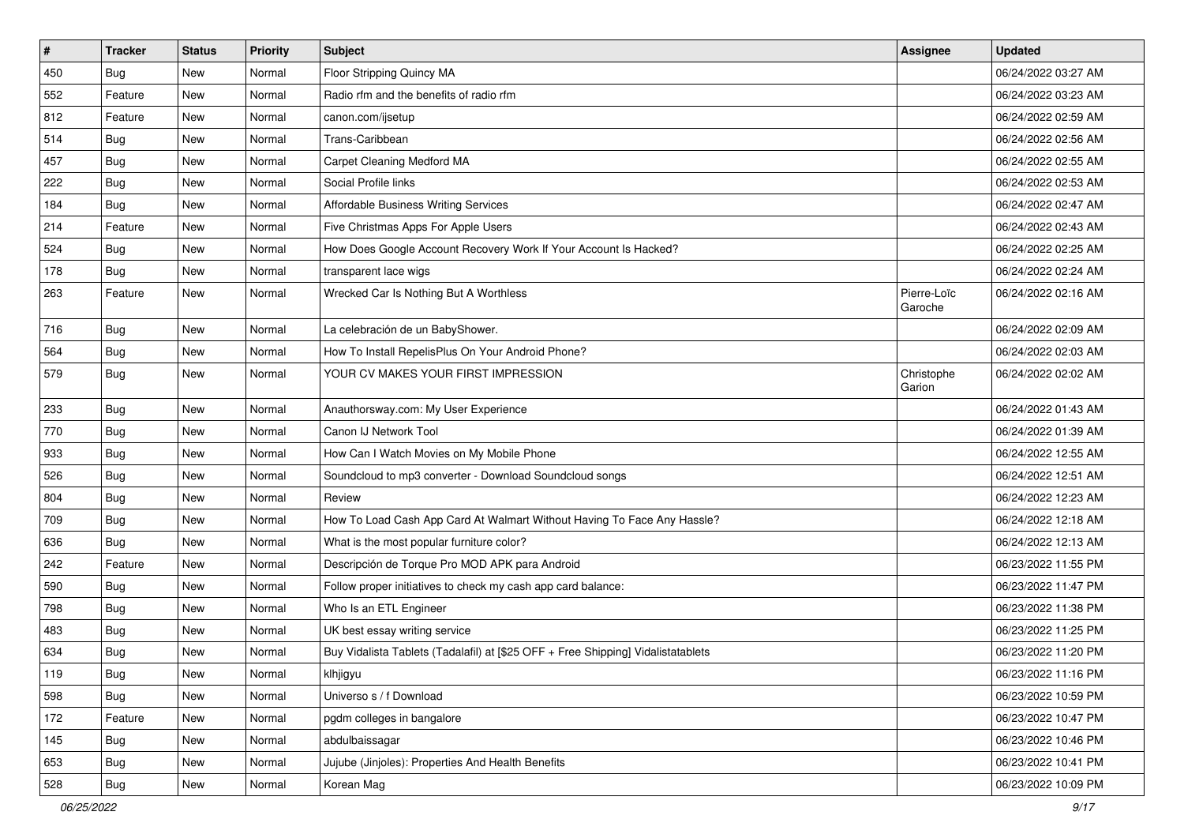| # | Tracker | Status | Priority | Subject | Assignee | Updated |
|---|---|---|---|---|---|---|
| 450 | Bug | New | Normal | Floor Stripping Quincy MA | | 06/24/2022 03:27 AM |
| 552 | Feature | New | Normal | Radio rfm and the benefits of radio rfm | | 06/24/2022 03:23 AM |
| 812 | Feature | New | Normal | canon.com/ijsetup | | 06/24/2022 02:59 AM |
| 514 | Bug | New | Normal | Trans-Caribbean | | 06/24/2022 02:56 AM |
| 457 | Bug | New | Normal | Carpet Cleaning Medford MA | | 06/24/2022 02:55 AM |
| 222 | Bug | New | Normal | Social Profile links | | 06/24/2022 02:53 AM |
| 184 | Bug | New | Normal | Affordable Business Writing Services | | 06/24/2022 02:47 AM |
| 214 | Feature | New | Normal | Five Christmas Apps For Apple Users | | 06/24/2022 02:43 AM |
| 524 | Bug | New | Normal | How Does Google Account Recovery Work If Your Account Is Hacked? | | 06/24/2022 02:25 AM |
| 178 | Bug | New | Normal | transparent lace wigs | | 06/24/2022 02:24 AM |
| 263 | Feature | New | Normal | Wrecked Car Is Nothing But A Worthless | Pierre-Loïc Garoche | 06/24/2022 02:16 AM |
| 716 | Bug | New | Normal | La celebración de un BabyShower. | | 06/24/2022 02:09 AM |
| 564 | Bug | New | Normal | How To Install RepelisPlus On Your Android Phone? | | 06/24/2022 02:03 AM |
| 579 | Bug | New | Normal | YOUR CV MAKES YOUR FIRST IMPRESSION | Christophe Garion | 06/24/2022 02:02 AM |
| 233 | Bug | New | Normal | Anauthorsway.com: My User Experience | | 06/24/2022 01:43 AM |
| 770 | Bug | New | Normal | Canon IJ Network Tool | | 06/24/2022 01:39 AM |
| 933 | Bug | New | Normal | How Can I Watch Movies on My Mobile Phone | | 06/24/2022 12:55 AM |
| 526 | Bug | New | Normal | Soundcloud to mp3 converter - Download Soundcloud songs | | 06/24/2022 12:51 AM |
| 804 | Bug | New | Normal | Review | | 06/24/2022 12:23 AM |
| 709 | Bug | New | Normal | How To Load Cash App Card At Walmart Without Having To Face Any Hassle? | | 06/24/2022 12:18 AM |
| 636 | Bug | New | Normal | What is the most popular furniture color? | | 06/24/2022 12:13 AM |
| 242 | Feature | New | Normal | Descripción de Torque Pro MOD APK para Android | | 06/23/2022 11:55 PM |
| 590 | Bug | New | Normal | Follow proper initiatives to check my cash app card balance: | | 06/23/2022 11:47 PM |
| 798 | Bug | New | Normal | Who Is an ETL Engineer | | 06/23/2022 11:38 PM |
| 483 | Bug | New | Normal | UK best essay writing service | | 06/23/2022 11:25 PM |
| 634 | Bug | New | Normal | Buy Vidalista Tablets (Tadalafil) at [$25 OFF + Free Shipping] Vidalistatablets | | 06/23/2022 11:20 PM |
| 119 | Bug | New | Normal | klhjigyu | | 06/23/2022 11:16 PM |
| 598 | Bug | New | Normal | Universo s / f Download | | 06/23/2022 10:59 PM |
| 172 | Feature | New | Normal | pgdm colleges in bangalore | | 06/23/2022 10:47 PM |
| 145 | Bug | New | Normal | abdulbaissagar | | 06/23/2022 10:46 PM |
| 653 | Bug | New | Normal | Jujube (Jinjoles): Properties And Health Benefits | | 06/23/2022 10:41 PM |
| 528 | Bug | New | Normal | Korean Mag | | 06/23/2022 10:09 PM |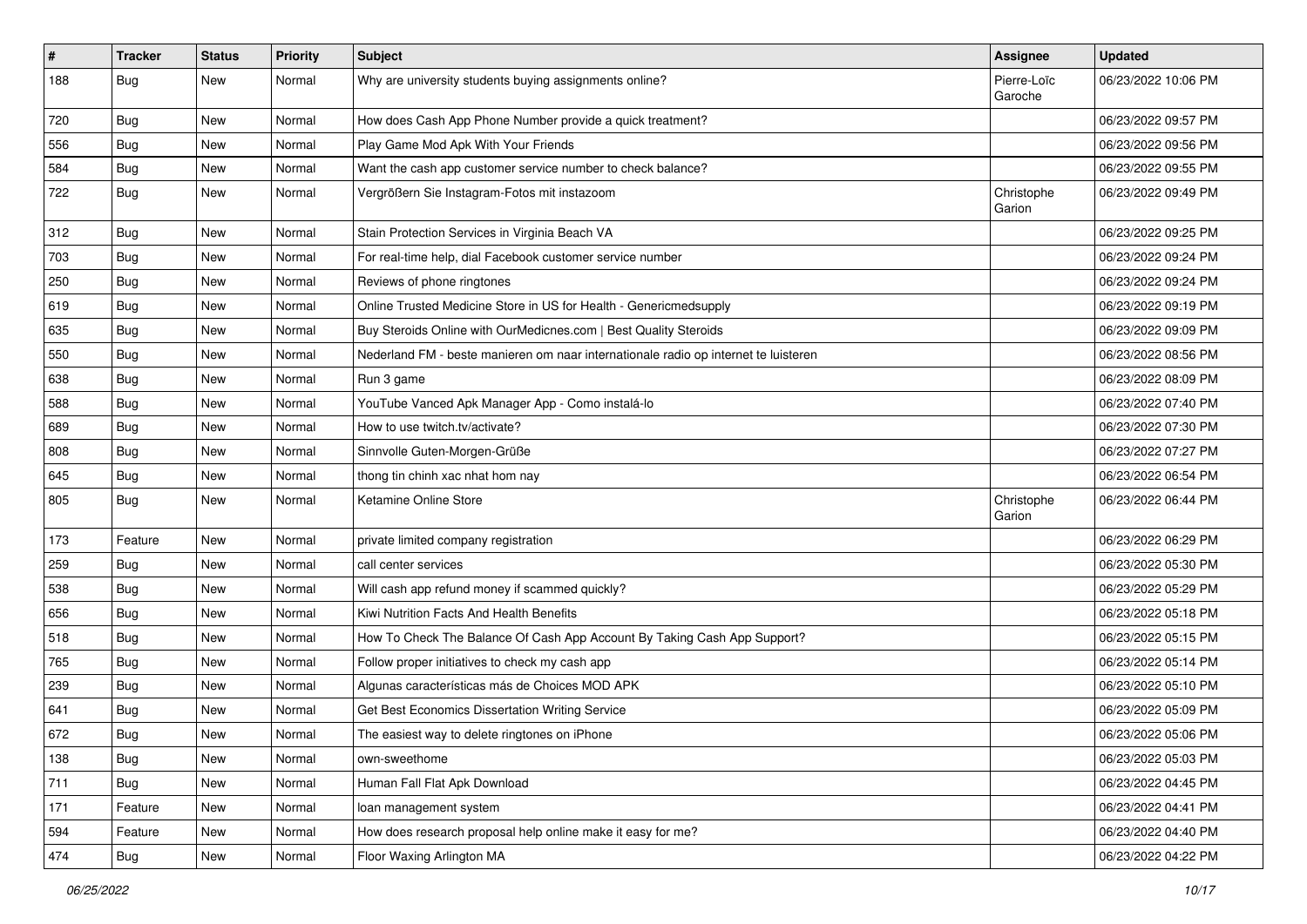| # | Tracker | Status | Priority | Subject | Assignee | Updated |
|---|---|---|---|---|---|---|
| 188 | Bug | New | Normal | Why are university students buying assignments online? | Pierre-Loïc Garoche | 06/23/2022 10:06 PM |
| 720 | Bug | New | Normal | How does Cash App Phone Number provide a quick treatment? | | 06/23/2022 09:57 PM |
| 556 | Bug | New | Normal | Play Game Mod Apk With Your Friends | | 06/23/2022 09:56 PM |
| 584 | Bug | New | Normal | Want the cash app customer service number to check balance? | | 06/23/2022 09:55 PM |
| 722 | Bug | New | Normal | Vergrößern Sie Instagram-Fotos mit instazoom | Christophe Garion | 06/23/2022 09:49 PM |
| 312 | Bug | New | Normal | Stain Protection Services in Virginia Beach VA | | 06/23/2022 09:25 PM |
| 703 | Bug | New | Normal | For real-time help, dial Facebook customer service number | | 06/23/2022 09:24 PM |
| 250 | Bug | New | Normal | Reviews of phone ringtones | | 06/23/2022 09:24 PM |
| 619 | Bug | New | Normal | Online Trusted Medicine Store in US for Health - Genericmedsupply | | 06/23/2022 09:19 PM |
| 635 | Bug | New | Normal | Buy Steroids Online with OurMedicnes.com \| Best Quality Steroids | | 06/23/2022 09:09 PM |
| 550 | Bug | New | Normal | Nederland FM - beste manieren om naar internationale radio op internet te luisteren | | 06/23/2022 08:56 PM |
| 638 | Bug | New | Normal | Run 3 game | | 06/23/2022 08:09 PM |
| 588 | Bug | New | Normal | YouTube Vanced Apk Manager App - Como instalá-lo | | 06/23/2022 07:40 PM |
| 689 | Bug | New | Normal | How to use twitch.tv/activate? | | 06/23/2022 07:30 PM |
| 808 | Bug | New | Normal | Sinnvolle Guten-Morgen-Grüße | | 06/23/2022 07:27 PM |
| 645 | Bug | New | Normal | thong tin chinh xac nhat hom nay | | 06/23/2022 06:54 PM |
| 805 | Bug | New | Normal | Ketamine Online Store | Christophe Garion | 06/23/2022 06:44 PM |
| 173 | Feature | New | Normal | private limited company registration | | 06/23/2022 06:29 PM |
| 259 | Bug | New | Normal | call center services | | 06/23/2022 05:30 PM |
| 538 | Bug | New | Normal | Will cash app refund money if scammed quickly? | | 06/23/2022 05:29 PM |
| 656 | Bug | New | Normal | Kiwi Nutrition Facts And Health Benefits | | 06/23/2022 05:18 PM |
| 518 | Bug | New | Normal | How To Check The Balance Of Cash App Account By Taking Cash App Support? | | 06/23/2022 05:15 PM |
| 765 | Bug | New | Normal | Follow proper initiatives to check my cash app | | 06/23/2022 05:14 PM |
| 239 | Bug | New | Normal | Algunas características más de Choices MOD APK | | 06/23/2022 05:10 PM |
| 641 | Bug | New | Normal | Get Best Economics Dissertation Writing Service | | 06/23/2022 05:09 PM |
| 672 | Bug | New | Normal | The easiest way to delete ringtones on iPhone | | 06/23/2022 05:06 PM |
| 138 | Bug | New | Normal | own-sweethome | | 06/23/2022 05:03 PM |
| 711 | Bug | New | Normal | Human Fall Flat Apk Download | | 06/23/2022 04:45 PM |
| 171 | Feature | New | Normal | loan management system | | 06/23/2022 04:41 PM |
| 594 | Feature | New | Normal | How does research proposal help online make it easy for me? | | 06/23/2022 04:40 PM |
| 474 | Bug | New | Normal | Floor Waxing Arlington MA | | 06/23/2022 04:22 PM |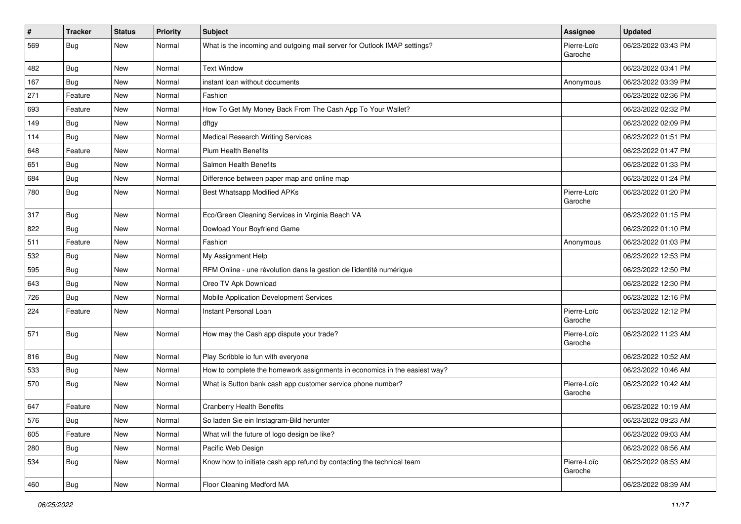| # | Tracker | Status | Priority | Subject | Assignee | Updated |
|---|---|---|---|---|---|---|
| 569 | Bug | New | Normal | What is the incoming and outgoing mail server for Outlook IMAP settings? | Pierre-Loïc Garoche | 06/23/2022 03:43 PM |
| 482 | Bug | New | Normal | Text Window | | 06/23/2022 03:41 PM |
| 167 | Bug | New | Normal | instant loan without documents | Anonymous | 06/23/2022 03:39 PM |
| 271 | Feature | New | Normal | Fashion | | 06/23/2022 02:36 PM |
| 693 | Feature | New | Normal | How To Get My Money Back From The Cash App To Your Wallet? | | 06/23/2022 02:32 PM |
| 149 | Bug | New | Normal | dftgy | | 06/23/2022 02:09 PM |
| 114 | Bug | New | Normal | Medical Research Writing Services | | 06/23/2022 01:51 PM |
| 648 | Feature | New | Normal | Plum Health Benefits | | 06/23/2022 01:47 PM |
| 651 | Bug | New | Normal | Salmon Health Benefits | | 06/23/2022 01:33 PM |
| 684 | Bug | New | Normal | Difference between paper map and online map | | 06/23/2022 01:24 PM |
| 780 | Bug | New | Normal | Best Whatsapp Modified APKs | Pierre-Loïc Garoche | 06/23/2022 01:20 PM |
| 317 | Bug | New | Normal | Eco/Green Cleaning Services in Virginia Beach VA | | 06/23/2022 01:15 PM |
| 822 | Bug | New | Normal | Dowload Your Boyfriend Game | | 06/23/2022 01:10 PM |
| 511 | Feature | New | Normal | Fashion | Anonymous | 06/23/2022 01:03 PM |
| 532 | Bug | New | Normal | My Assignment Help | | 06/23/2022 12:53 PM |
| 595 | Bug | New | Normal | RFM Online - une révolution dans la gestion de l'identité numérique | | 06/23/2022 12:50 PM |
| 643 | Bug | New | Normal | Oreo TV Apk Download | | 06/23/2022 12:30 PM |
| 726 | Bug | New | Normal | Mobile Application Development Services | | 06/23/2022 12:16 PM |
| 224 | Feature | New | Normal | Instant Personal Loan | Pierre-Loïc Garoche | 06/23/2022 12:12 PM |
| 571 | Bug | New | Normal | How may the Cash app dispute your trade? | Pierre-Loïc Garoche | 06/23/2022 11:23 AM |
| 816 | Bug | New | Normal | Play Scribble io fun with everyone | | 06/23/2022 10:52 AM |
| 533 | Bug | New | Normal | How to complete the homework assignments in economics in the easiest way? | | 06/23/2022 10:46 AM |
| 570 | Bug | New | Normal | What is Sutton bank cash app customer service phone number? | Pierre-Loïc Garoche | 06/23/2022 10:42 AM |
| 647 | Feature | New | Normal | Cranberry Health Benefits | | 06/23/2022 10:19 AM |
| 576 | Bug | New | Normal | So laden Sie ein Instagram-Bild herunter | | 06/23/2022 09:23 AM |
| 605 | Feature | New | Normal | What will the future of logo design be like? | | 06/23/2022 09:03 AM |
| 280 | Bug | New | Normal | Pacific Web Design | | 06/23/2022 08:56 AM |
| 534 | Bug | New | Normal | Know how to initiate cash app refund by contacting the technical team | Pierre-Loïc Garoche | 06/23/2022 08:53 AM |
| 460 | Bug | New | Normal | Floor Cleaning Medford MA | | 06/23/2022 08:39 AM |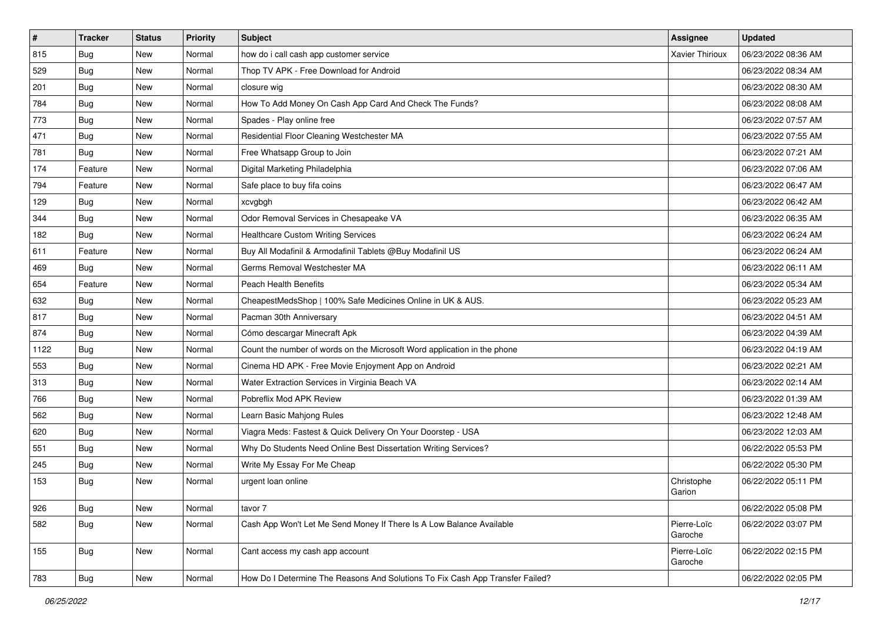| # | Tracker | Status | Priority | Subject | Assignee | Updated |
| --- | --- | --- | --- | --- | --- | --- |
| 815 | Bug | New | Normal | how do i call cash app customer service | Xavier Thirioux | 06/23/2022 08:36 AM |
| 529 | Bug | New | Normal | Thop TV APK - Free Download for Android | | 06/23/2022 08:34 AM |
| 201 | Bug | New | Normal | closure wig | | 06/23/2022 08:30 AM |
| 784 | Bug | New | Normal | How To Add Money On Cash App Card And Check The Funds? | | 06/23/2022 08:08 AM |
| 773 | Bug | New | Normal | Spades - Play online free | | 06/23/2022 07:57 AM |
| 471 | Bug | New | Normal | Residential Floor Cleaning Westchester MA | | 06/23/2022 07:55 AM |
| 781 | Bug | New | Normal | Free Whatsapp Group to Join | | 06/23/2022 07:21 AM |
| 174 | Feature | New | Normal | Digital Marketing Philadelphia | | 06/23/2022 07:06 AM |
| 794 | Feature | New | Normal | Safe place to buy fifa coins | | 06/23/2022 06:47 AM |
| 129 | Bug | New | Normal | xcvgbgh | | 06/23/2022 06:42 AM |
| 344 | Bug | New | Normal | Odor Removal Services in Chesapeake VA | | 06/23/2022 06:35 AM |
| 182 | Bug | New | Normal | Healthcare Custom Writing Services | | 06/23/2022 06:24 AM |
| 611 | Feature | New | Normal | Buy All Modafinil & Armodafinil Tablets @Buy Modafinil US | | 06/23/2022 06:24 AM |
| 469 | Bug | New | Normal | Germs Removal Westchester MA | | 06/23/2022 06:11 AM |
| 654 | Feature | New | Normal | Peach Health Benefits | | 06/23/2022 05:34 AM |
| 632 | Bug | New | Normal | CheapestMedsShop \| 100% Safe Medicines Online in UK & AUS. | | 06/23/2022 05:23 AM |
| 817 | Bug | New | Normal | Pacman 30th Anniversary | | 06/23/2022 04:51 AM |
| 874 | Bug | New | Normal | Cómo descargar Minecraft Apk | | 06/23/2022 04:39 AM |
| 1122 | Bug | New | Normal | Count the number of words on the Microsoft Word application in the phone | | 06/23/2022 04:19 AM |
| 553 | Bug | New | Normal | Cinema HD APK - Free Movie Enjoyment App on Android | | 06/23/2022 02:21 AM |
| 313 | Bug | New | Normal | Water Extraction Services in Virginia Beach VA | | 06/23/2022 02:14 AM |
| 766 | Bug | New | Normal | Pobreflix Mod APK Review | | 06/23/2022 01:39 AM |
| 562 | Bug | New | Normal | Learn Basic Mahjong Rules | | 06/23/2022 12:48 AM |
| 620 | Bug | New | Normal | Viagra Meds: Fastest & Quick Delivery On Your Doorstep - USA | | 06/23/2022 12:03 AM |
| 551 | Bug | New | Normal | Why Do Students Need Online Best Dissertation Writing Services? | | 06/22/2022 05:53 PM |
| 245 | Bug | New | Normal | Write My Essay For Me Cheap | | 06/22/2022 05:30 PM |
| 153 | Bug | New | Normal | urgent loan online | Christophe Garion | 06/22/2022 05:11 PM |
| 926 | Bug | New | Normal | tavor 7 | | 06/22/2022 05:08 PM |
| 582 | Bug | New | Normal | Cash App Won't Let Me Send Money If There Is A Low Balance Available | Pierre-Loïc Garoche | 06/22/2022 03:07 PM |
| 155 | Bug | New | Normal | Cant access my cash app account | Pierre-Loïc Garoche | 06/22/2022 02:15 PM |
| 783 | Bug | New | Normal | How Do I Determine The Reasons And Solutions To Fix Cash App Transfer Failed? | | 06/22/2022 02:05 PM |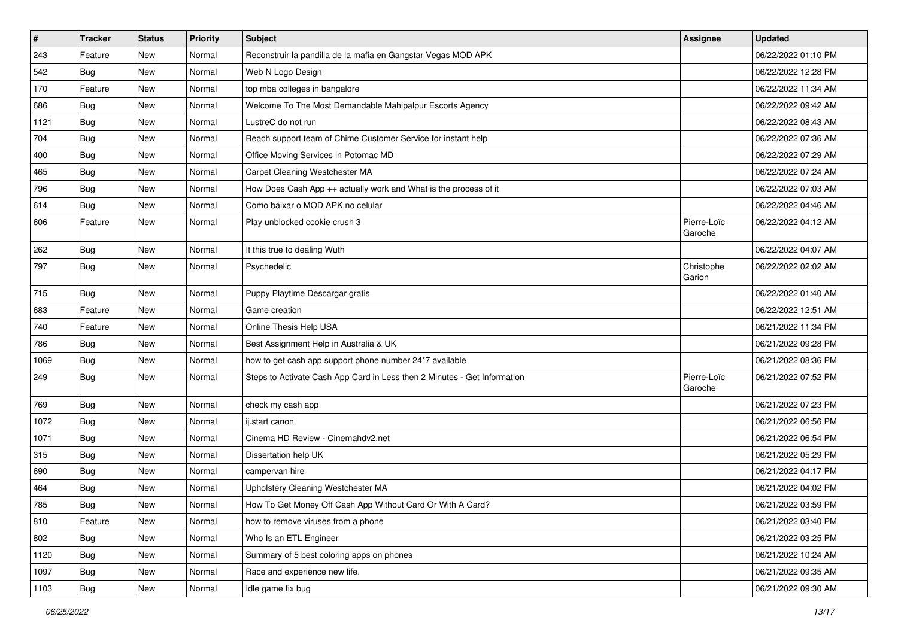| # | Tracker | Status | Priority | Subject | Assignee | Updated |
|---|---|---|---|---|---|---|
| 243 | Feature | New | Normal | Reconstruir la pandilla de la mafia en Gangstar Vegas MOD APK | | 06/22/2022 01:10 PM |
| 542 | Bug | New | Normal | Web N Logo Design | | 06/22/2022 12:28 PM |
| 170 | Feature | New | Normal | top mba colleges in bangalore | | 06/22/2022 11:34 AM |
| 686 | Bug | New | Normal | Welcome To The Most Demandable Mahipalpur Escorts Agency | | 06/22/2022 09:42 AM |
| 1121 | Bug | New | Normal | LustreC do not run | | 06/22/2022 08:43 AM |
| 704 | Bug | New | Normal | Reach support team of Chime Customer Service for instant help | | 06/22/2022 07:36 AM |
| 400 | Bug | New | Normal | Office Moving Services in Potomac MD | | 06/22/2022 07:29 AM |
| 465 | Bug | New | Normal | Carpet Cleaning Westchester MA | | 06/22/2022 07:24 AM |
| 796 | Bug | New | Normal | How Does Cash App ++ actually work and What is the process of it | | 06/22/2022 07:03 AM |
| 614 | Bug | New | Normal | Como baixar o MOD APK no celular | | 06/22/2022 04:46 AM |
| 606 | Feature | New | Normal | Play unblocked cookie crush 3 | Pierre-Loïc Garoche | 06/22/2022 04:12 AM |
| 262 | Bug | New | Normal | It this true to dealing Wuth | | 06/22/2022 04:07 AM |
| 797 | Bug | New | Normal | Psychedelic | Christophe Garion | 06/22/2022 02:02 AM |
| 715 | Bug | New | Normal | Puppy Playtime Descargar gratis | | 06/22/2022 01:40 AM |
| 683 | Feature | New | Normal | Game creation | | 06/22/2022 12:51 AM |
| 740 | Feature | New | Normal | Online Thesis Help USA | | 06/21/2022 11:34 PM |
| 786 | Bug | New | Normal | Best Assignment Help in Australia & UK | | 06/21/2022 09:28 PM |
| 1069 | Bug | New | Normal | how to get cash app support phone number 24*7 available | | 06/21/2022 08:36 PM |
| 249 | Bug | New | Normal | Steps to Activate Cash App Card in Less then 2 Minutes - Get Information | Pierre-Loïc Garoche | 06/21/2022 07:52 PM |
| 769 | Bug | New | Normal | check my cash app | | 06/21/2022 07:23 PM |
| 1072 | Bug | New | Normal | ij.start canon | | 06/21/2022 06:56 PM |
| 1071 | Bug | New | Normal | Cinema HD Review - Cinemahdv2.net | | 06/21/2022 06:54 PM |
| 315 | Bug | New | Normal | Dissertation help UK | | 06/21/2022 05:29 PM |
| 690 | Bug | New | Normal | campervan hire | | 06/21/2022 04:17 PM |
| 464 | Bug | New | Normal | Upholstery Cleaning Westchester MA | | 06/21/2022 04:02 PM |
| 785 | Bug | New | Normal | How To Get Money Off Cash App Without Card Or With A Card? | | 06/21/2022 03:59 PM |
| 810 | Feature | New | Normal | how to remove viruses from a phone | | 06/21/2022 03:40 PM |
| 802 | Bug | New | Normal | Who Is an ETL Engineer | | 06/21/2022 03:25 PM |
| 1120 | Bug | New | Normal | Summary of 5 best coloring apps on phones | | 06/21/2022 10:24 AM |
| 1097 | Bug | New | Normal | Race and experience new life. | | 06/21/2022 09:35 AM |
| 1103 | Bug | New | Normal | Idle game fix bug | | 06/21/2022 09:30 AM |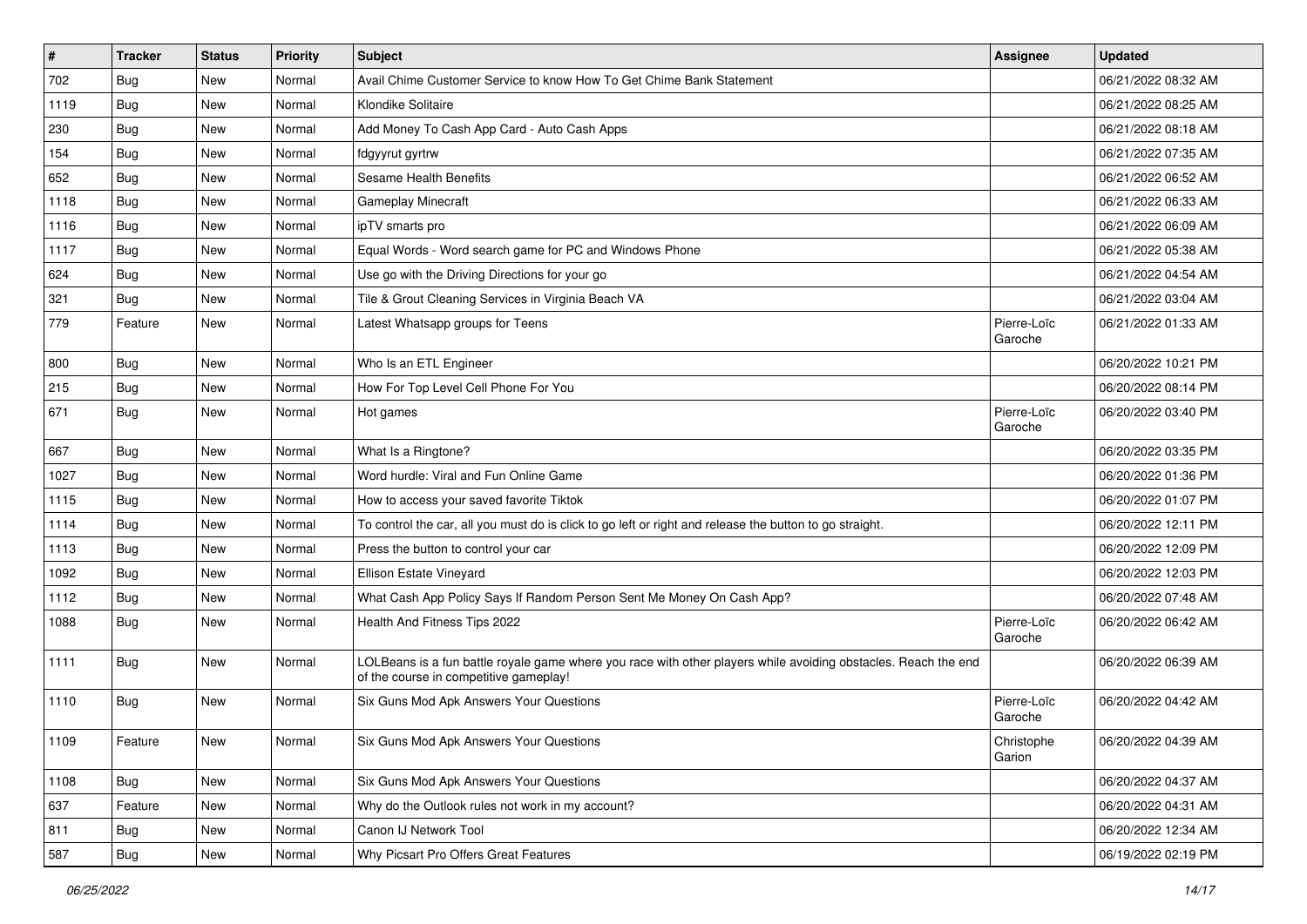| # | Tracker | Status | Priority | Subject | Assignee | Updated |
|---|---|---|---|---|---|---|
| 702 | Bug | New | Normal | Avail Chime Customer Service to know How To Get Chime Bank Statement | | 06/21/2022 08:32 AM |
| 1119 | Bug | New | Normal | Klondike Solitaire | | 06/21/2022 08:25 AM |
| 230 | Bug | New | Normal | Add Money To Cash App Card - Auto Cash Apps | | 06/21/2022 08:18 AM |
| 154 | Bug | New | Normal | fdgyyrut gyrtrw | | 06/21/2022 07:35 AM |
| 652 | Bug | New | Normal | Sesame Health Benefits | | 06/21/2022 06:52 AM |
| 1118 | Bug | New | Normal | Gameplay Minecraft | | 06/21/2022 06:33 AM |
| 1116 | Bug | New | Normal | ipTV smarts pro | | 06/21/2022 06:09 AM |
| 1117 | Bug | New | Normal | Equal Words - Word search game for PC and Windows Phone | | 06/21/2022 05:38 AM |
| 624 | Bug | New | Normal | Use go with the Driving Directions for your go | | 06/21/2022 04:54 AM |
| 321 | Bug | New | Normal | Tile & Grout Cleaning Services in Virginia Beach VA | | 06/21/2022 03:04 AM |
| 779 | Feature | New | Normal | Latest Whatsapp groups for Teens | Pierre-Loïc Garoche | 06/21/2022 01:33 AM |
| 800 | Bug | New | Normal | Who Is an ETL Engineer | | 06/20/2022 10:21 PM |
| 215 | Bug | New | Normal | How For Top Level Cell Phone For You | | 06/20/2022 08:14 PM |
| 671 | Bug | New | Normal | Hot games | Pierre-Loïc Garoche | 06/20/2022 03:40 PM |
| 667 | Bug | New | Normal | What Is a Ringtone? | | 06/20/2022 03:35 PM |
| 1027 | Bug | New | Normal | Word hurdle: Viral and Fun Online Game | | 06/20/2022 01:36 PM |
| 1115 | Bug | New | Normal | How to access your saved favorite Tiktok | | 06/20/2022 01:07 PM |
| 1114 | Bug | New | Normal | To control the car, all you must do is click to go left or right and release the button to go straight. | | 06/20/2022 12:11 PM |
| 1113 | Bug | New | Normal | Press the button to control your car | | 06/20/2022 12:09 PM |
| 1092 | Bug | New | Normal | Ellison Estate Vineyard | | 06/20/2022 12:03 PM |
| 1112 | Bug | New | Normal | What Cash App Policy Says If Random Person Sent Me Money On Cash App? | | 06/20/2022 07:48 AM |
| 1088 | Bug | New | Normal | Health And Fitness Tips 2022 | Pierre-Loïc Garoche | 06/20/2022 06:42 AM |
| 1111 | Bug | New | Normal | LOLBeans is a fun battle royale game where you race with other players while avoiding obstacles. Reach the end of the course in competitive gameplay! | | 06/20/2022 06:39 AM |
| 1110 | Bug | New | Normal | Six Guns Mod Apk Answers Your Questions | Pierre-Loïc Garoche | 06/20/2022 04:42 AM |
| 1109 | Feature | New | Normal | Six Guns Mod Apk Answers Your Questions | Christophe Garion | 06/20/2022 04:39 AM |
| 1108 | Bug | New | Normal | Six Guns Mod Apk Answers Your Questions | | 06/20/2022 04:37 AM |
| 637 | Feature | New | Normal | Why do the Outlook rules not work in my account? | | 06/20/2022 04:31 AM |
| 811 | Bug | New | Normal | Canon IJ Network Tool | | 06/20/2022 12:34 AM |
| 587 | Bug | New | Normal | Why Picsart Pro Offers Great Features | | 06/19/2022 02:19 PM |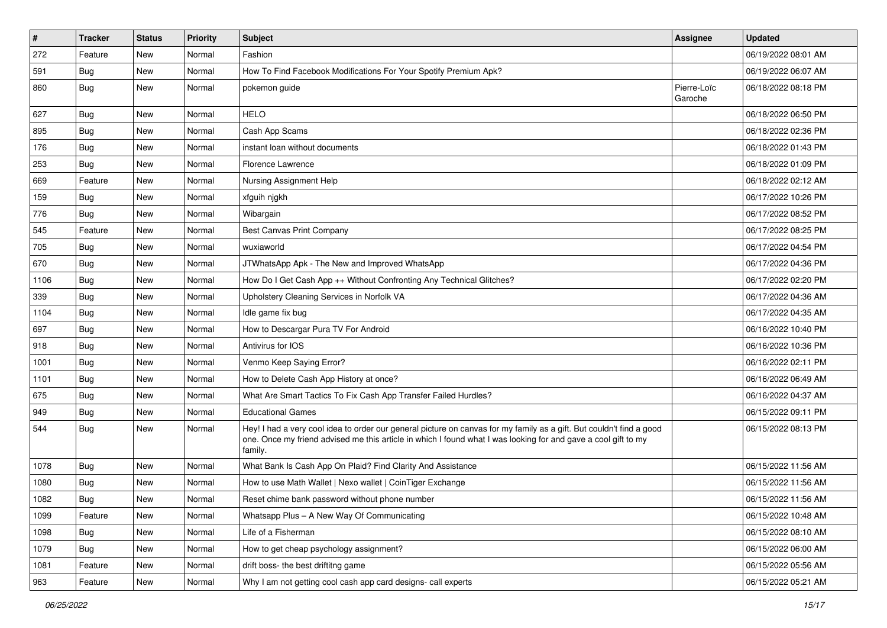| # | Tracker | Status | Priority | Subject | Assignee | Updated |
|---|---|---|---|---|---|---|
| 272 | Feature | New | Normal | Fashion | | 06/19/2022 08:01 AM |
| 591 | Bug | New | Normal | How To Find Facebook Modifications For Your Spotify Premium Apk? | | 06/19/2022 06:07 AM |
| 860 | Bug | New | Normal | pokemon guide | Pierre-Loïc Garoche | 06/18/2022 08:18 PM |
| 627 | Bug | New | Normal | HELO | | 06/18/2022 06:50 PM |
| 895 | Bug | New | Normal | Cash App Scams | | 06/18/2022 02:36 PM |
| 176 | Bug | New | Normal | instant loan without documents | | 06/18/2022 01:43 PM |
| 253 | Bug | New | Normal | Florence Lawrence | | 06/18/2022 01:09 PM |
| 669 | Feature | New | Normal | Nursing Assignment Help | | 06/18/2022 02:12 AM |
| 159 | Bug | New | Normal | xfguih njgkh | | 06/17/2022 10:26 PM |
| 776 | Bug | New | Normal | Wibargain | | 06/17/2022 08:52 PM |
| 545 | Feature | New | Normal | Best Canvas Print Company | | 06/17/2022 08:25 PM |
| 705 | Bug | New | Normal | wuxiaworld | | 06/17/2022 04:54 PM |
| 670 | Bug | New | Normal | JTWhatsApp Apk - The New and Improved WhatsApp | | 06/17/2022 04:36 PM |
| 1106 | Bug | New | Normal | How Do I Get Cash App ++ Without Confronting Any Technical Glitches? | | 06/17/2022 02:20 PM |
| 339 | Bug | New | Normal | Upholstery Cleaning Services in Norfolk VA | | 06/17/2022 04:36 AM |
| 1104 | Bug | New | Normal | Idle game fix bug | | 06/17/2022 04:35 AM |
| 697 | Bug | New | Normal | How to Descargar Pura TV For Android | | 06/16/2022 10:40 PM |
| 918 | Bug | New | Normal | Antivirus for IOS | | 06/16/2022 10:36 PM |
| 1001 | Bug | New | Normal | Venmo Keep Saying Error? | | 06/16/2022 02:11 PM |
| 1101 | Bug | New | Normal | How to Delete Cash App History at once? | | 06/16/2022 06:49 AM |
| 675 | Bug | New | Normal | What Are Smart Tactics To Fix Cash App Transfer Failed Hurdles? | | 06/16/2022 04:37 AM |
| 949 | Bug | New | Normal | Educational Games | | 06/15/2022 09:11 PM |
| 544 | Bug | New | Normal | Hey! I had a very cool idea to order our general picture on canvas for my family as a gift. But couldn't find a good one. Once my friend advised me this article in which I found what I was looking for and gave a cool gift to my family. | | 06/15/2022 08:13 PM |
| 1078 | Bug | New | Normal | What Bank Is Cash App On Plaid? Find Clarity And Assistance | | 06/15/2022 11:56 AM |
| 1080 | Bug | New | Normal | How to use Math Wallet \| Nexo wallet \| CoinTiger Exchange | | 06/15/2022 11:56 AM |
| 1082 | Bug | New | Normal | Reset chime bank password without phone number | | 06/15/2022 11:56 AM |
| 1099 | Feature | New | Normal | Whatsapp Plus – A New Way Of Communicating | | 06/15/2022 10:48 AM |
| 1098 | Bug | New | Normal | Life of a Fisherman | | 06/15/2022 08:10 AM |
| 1079 | Bug | New | Normal | How to get cheap psychology assignment? | | 06/15/2022 06:00 AM |
| 1081 | Feature | New | Normal | drift boss- the best driftitng game | | 06/15/2022 05:56 AM |
| 963 | Feature | New | Normal | Why I am not getting cool cash app card designs- call experts | | 06/15/2022 05:21 AM |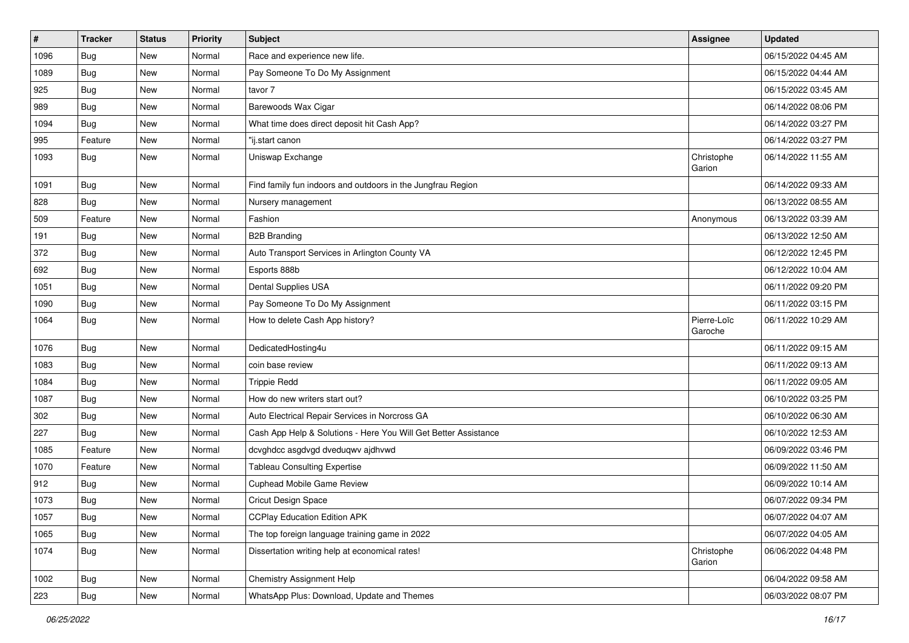| # | Tracker | Status | Priority | Subject | Assignee | Updated |
|---|---|---|---|---|---|---|
| 1096 | Bug | New | Normal | Race and experience new life. | | 06/15/2022 04:45 AM |
| 1089 | Bug | New | Normal | Pay Someone To Do My Assignment | | 06/15/2022 04:44 AM |
| 925 | Bug | New | Normal | tavor 7 | | 06/15/2022 03:45 AM |
| 989 | Bug | New | Normal | Barewoods Wax Cigar | | 06/14/2022 08:06 PM |
| 1094 | Bug | New | Normal | What time does direct deposit hit Cash App? | | 06/14/2022 03:27 PM |
| 995 | Feature | New | Normal | "ij.start canon | | 06/14/2022 03:27 PM |
| 1093 | Bug | New | Normal | Uniswap Exchange | Christophe Garion | 06/14/2022 11:55 AM |
| 1091 | Bug | New | Normal | Find family fun indoors and outdoors in the Jungfrau Region | | 06/14/2022 09:33 AM |
| 828 | Bug | New | Normal | Nursery management | | 06/13/2022 08:55 AM |
| 509 | Feature | New | Normal | Fashion | Anonymous | 06/13/2022 03:39 AM |
| 191 | Bug | New | Normal | B2B Branding | | 06/13/2022 12:50 AM |
| 372 | Bug | New | Normal | Auto Transport Services in Arlington County VA | | 06/12/2022 12:45 PM |
| 692 | Bug | New | Normal | Esports 888b | | 06/12/2022 10:04 AM |
| 1051 | Bug | New | Normal | Dental Supplies USA | | 06/11/2022 09:20 PM |
| 1090 | Bug | New | Normal | Pay Someone To Do My Assignment | | 06/11/2022 03:15 PM |
| 1064 | Bug | New | Normal | How to delete Cash App history? | Pierre-Loïc Garoche | 06/11/2022 10:29 AM |
| 1076 | Bug | New | Normal | DedicatedHosting4u | | 06/11/2022 09:15 AM |
| 1083 | Bug | New | Normal | coin base review | | 06/11/2022 09:13 AM |
| 1084 | Bug | New | Normal | Trippie Redd | | 06/11/2022 09:05 AM |
| 1087 | Bug | New | Normal | How do new writers start out? | | 06/10/2022 03:25 PM |
| 302 | Bug | New | Normal | Auto Electrical Repair Services in Norcross GA | | 06/10/2022 06:30 AM |
| 227 | Bug | New | Normal | Cash App Help & Solutions - Here You Will Get Better Assistance | | 06/10/2022 12:53 AM |
| 1085 | Feature | New | Normal | dcvghdcc asgdvgd dveduqwv ajdhvwd | | 06/09/2022 03:46 PM |
| 1070 | Feature | New | Normal | Tableau Consulting Expertise | | 06/09/2022 11:50 AM |
| 912 | Bug | New | Normal | Cuphead Mobile Game Review | | 06/09/2022 10:14 AM |
| 1073 | Bug | New | Normal | Cricut Design Space | | 06/07/2022 09:34 PM |
| 1057 | Bug | New | Normal | CCPlay Education Edition APK | | 06/07/2022 04:07 AM |
| 1065 | Bug | New | Normal | The top foreign language training game in 2022 | | 06/07/2022 04:05 AM |
| 1074 | Bug | New | Normal | Dissertation writing help at economical rates! | Christophe Garion | 06/06/2022 04:48 PM |
| 1002 | Bug | New | Normal | Chemistry Assignment Help | | 06/04/2022 09:58 AM |
| 223 | Bug | New | Normal | WhatsApp Plus: Download, Update and Themes | | 06/03/2022 08:07 PM |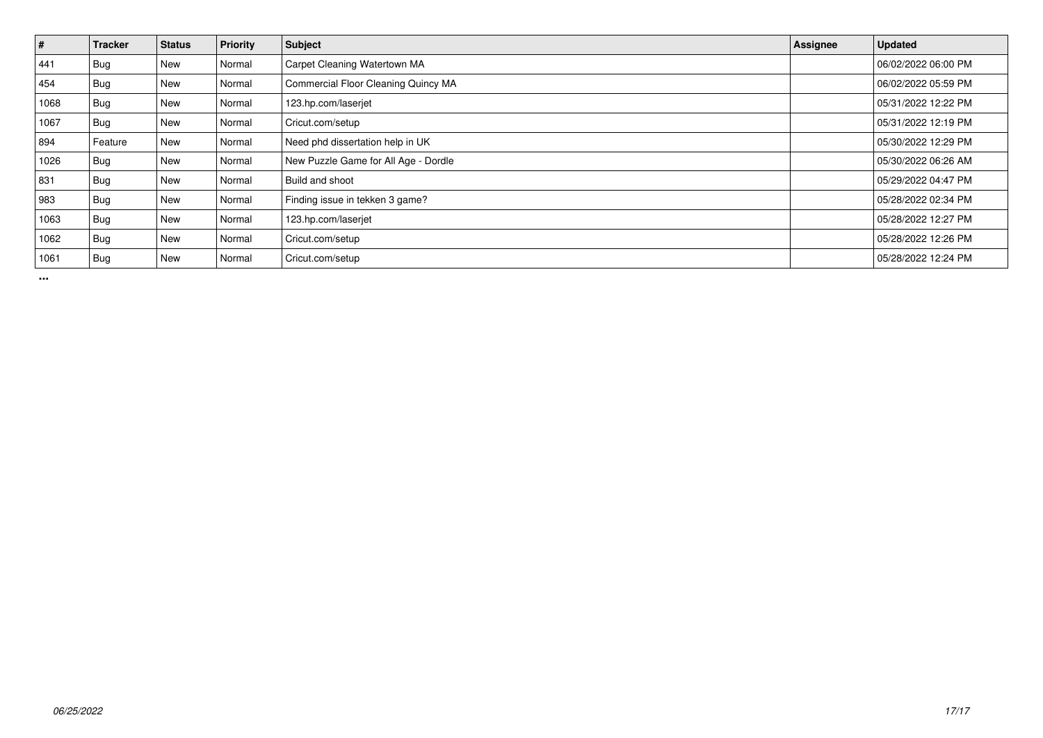| # | Tracker | Status | Priority | Subject | Assignee | Updated |
|---|---|---|---|---|---|---|
| 441 | Bug | New | Normal | Carpet Cleaning Watertown MA | | 06/02/2022 06:00 PM |
| 454 | Bug | New | Normal | Commercial Floor Cleaning Quincy MA | | 06/02/2022 05:59 PM |
| 1068 | Bug | New | Normal | 123.hp.com/laserjet | | 05/31/2022 12:22 PM |
| 1067 | Bug | New | Normal | Cricut.com/setup | | 05/31/2022 12:19 PM |
| 894 | Feature | New | Normal | Need phd dissertation help in UK | | 05/30/2022 12:29 PM |
| 1026 | Bug | New | Normal | New Puzzle Game for All Age - Dordle | | 05/30/2022 06:26 AM |
| 831 | Bug | New | Normal | Build and shoot | | 05/29/2022 04:47 PM |
| 983 | Bug | New | Normal | Finding issue in tekken 3 game? | | 05/28/2022 02:34 PM |
| 1063 | Bug | New | Normal | 123.hp.com/laserjet | | 05/28/2022 12:27 PM |
| 1062 | Bug | New | Normal | Cricut.com/setup | | 05/28/2022 12:26 PM |
| 1061 | Bug | New | Normal | Cricut.com/setup | | 05/28/2022 12:24 PM |

...